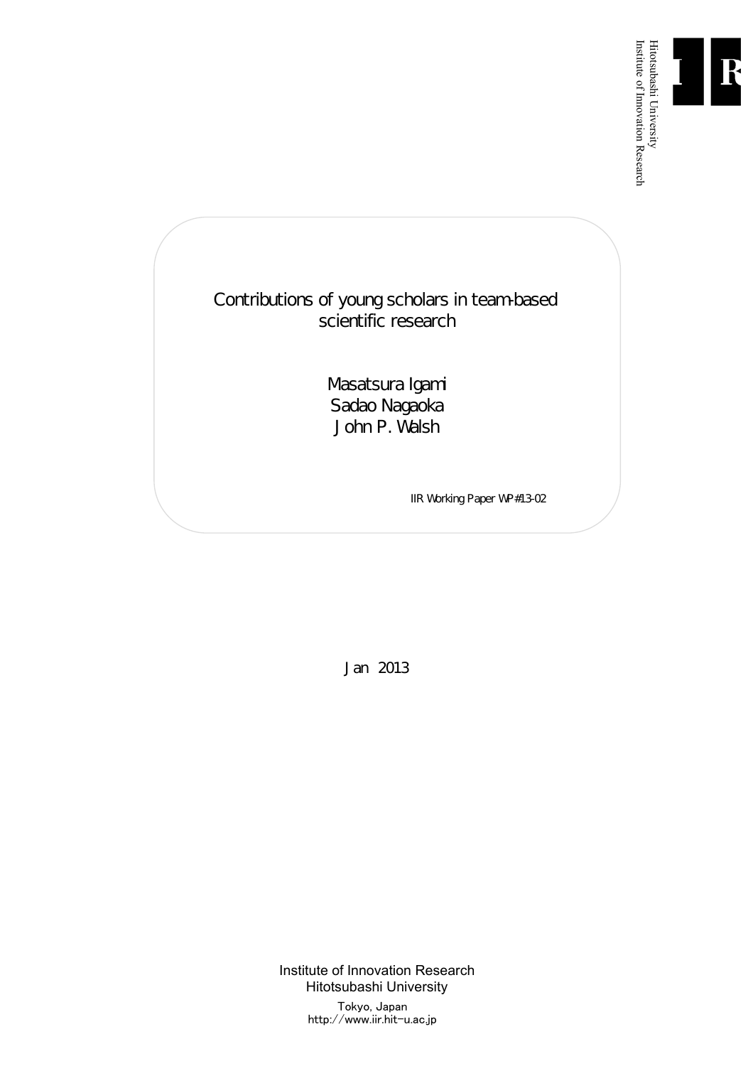Hitotsubashi University
Institute of Innovation Research

# Contributions of young scholars in team-based scientific research

Masatsura Igami
Sadao Nagaoka
John P. Walsh

IIR Working Paper WP#13-02

Jan 2013

Institute of Innovation Research
Hitotsubashi University

Tokyo, Japan
http://www.iir.hit-u.ac.jp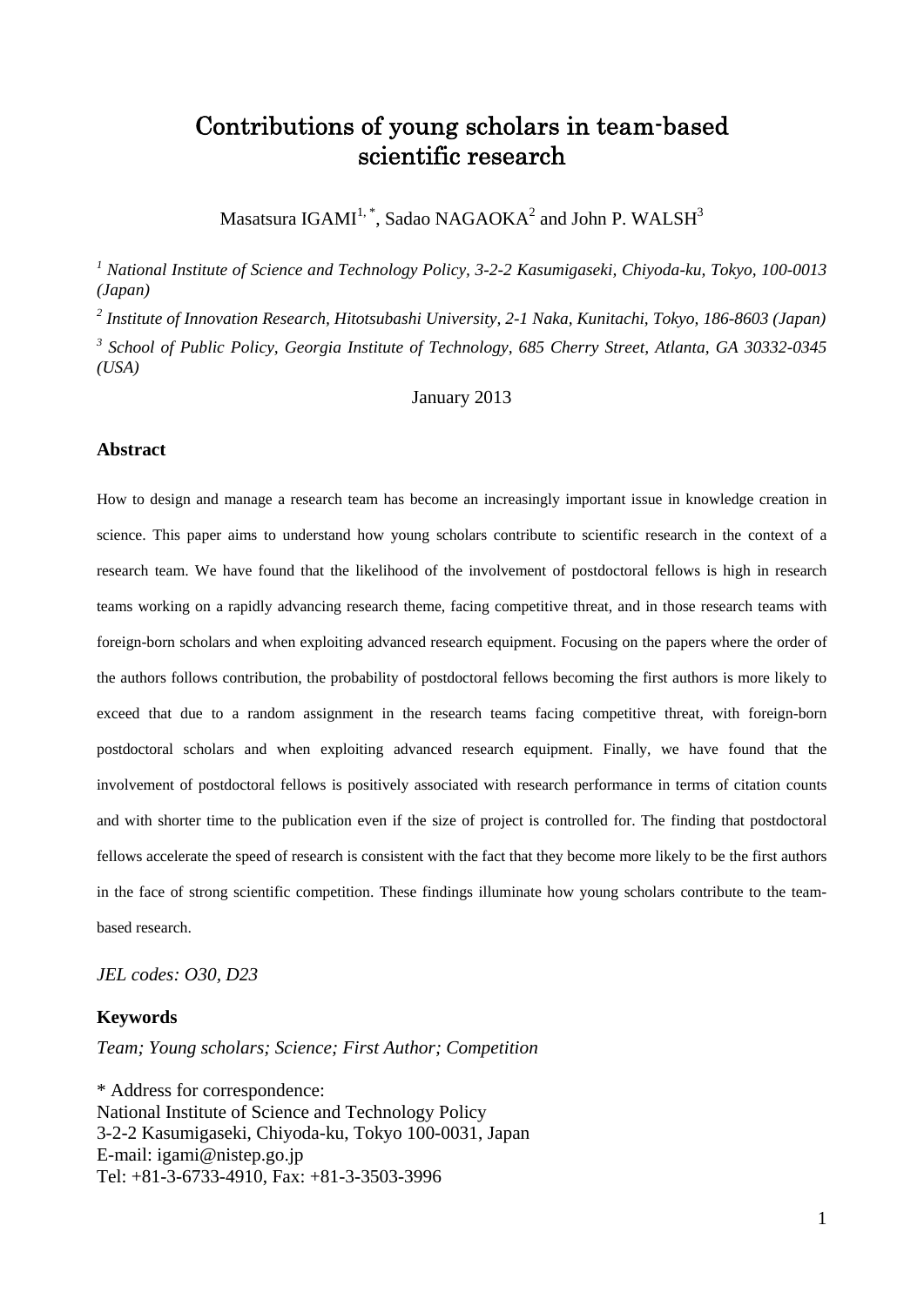# Contributions of young scholars in team-based scientific research

Masatsura IGAMI[1,*], Sadao NAGAOKA[2] and John P. WALSH[3]

[1] *National Institute of Science and Technology Policy, 3-2-2 Kasumigaseki, Chiyoda-ku, Tokyo, 100-0013 (Japan)*

[2] *Institute of Innovation Research, Hitotsubashi University, 2-1 Naka, Kunitachi, Tokyo, 186-8603 (Japan)*

[3] *School of Public Policy, Georgia Institute of Technology, 685 Cherry Street, Atlanta, GA 30332-0345 (USA)*

January 2013

### Abstract

How to design and manage a research team has become an increasingly important issue in knowledge creation in science. This paper aims to understand how young scholars contribute to scientific research in the context of a research team. We have found that the likelihood of the involvement of postdoctoral fellows is high in research teams working on a rapidly advancing research theme, facing competitive threat, and in those research teams with foreign-born scholars and when exploiting advanced research equipment. Focusing on the papers where the order of the authors follows contribution, the probability of postdoctoral fellows becoming the first authors is more likely to exceed that due to a random assignment in the research teams facing competitive threat, with foreign-born postdoctoral scholars and when exploiting advanced research equipment. Finally, we have found that the involvement of postdoctoral fellows is positively associated with research performance in terms of citation counts and with shorter time to the publication even if the size of project is controlled for. The finding that postdoctoral fellows accelerate the speed of research is consistent with the fact that they become more likely to be the first authors in the face of strong scientific competition. These findings illuminate how young scholars contribute to the team-based research.

*JEL codes: O30, D23*

### Keywords

*Team; Young scholars; Science; First Author; Competition*

\* Address for correspondence:
National Institute of Science and Technology Policy
3-2-2 Kasumigaseki, Chiyoda-ku, Tokyo 100-0031, Japan
E-mail: igami@nistep.go.jp
Tel: +81-3-6733-4910, Fax: +81-3-3503-3996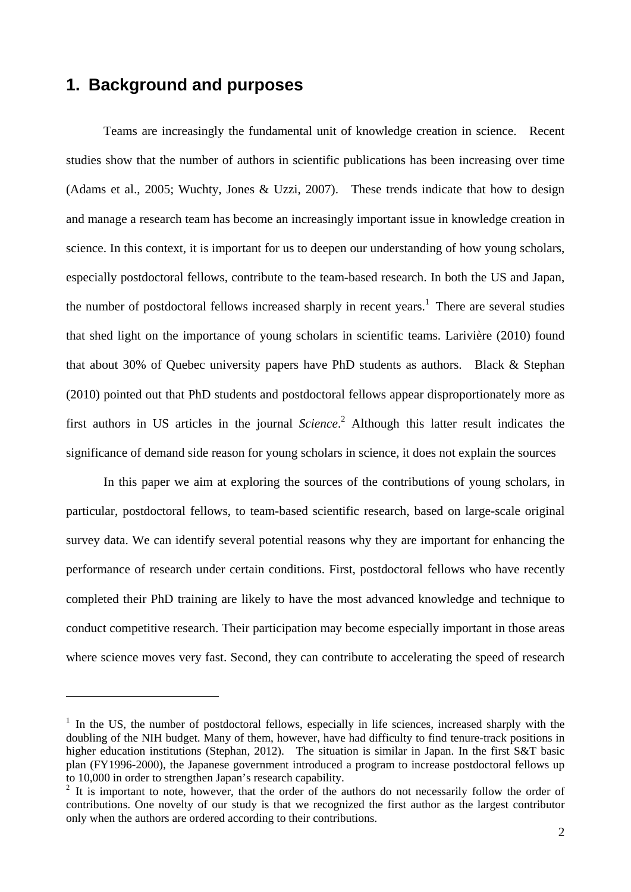# 1. Background and purposes

Teams are increasingly the fundamental unit of knowledge creation in science. Recent studies show that the number of authors in scientific publications has been increasing over time (Adams et al., 2005; Wuchty, Jones & Uzzi, 2007). These trends indicate that how to design and manage a research team has become an increasingly important issue in knowledge creation in science. In this context, it is important for us to deepen our understanding of how young scholars, especially postdoctoral fellows, contribute to the team-based research. In both the US and Japan, the number of postdoctoral fellows increased sharply in recent years.[1] There are several studies that shed light on the importance of young scholars in scientific teams. Larivière (2010) found that about 30% of Quebec university papers have PhD students as authors. Black & Stephan (2010) pointed out that PhD students and postdoctoral fellows appear disproportionately more as first authors in US articles in the journal *Science*.[2] Although this latter result indicates the significance of demand side reason for young scholars in science, it does not explain the sources

In this paper we aim at exploring the sources of the contributions of young scholars, in particular, postdoctoral fellows, to team-based scientific research, based on large-scale original survey data. We can identify several potential reasons why they are important for enhancing the performance of research under certain conditions. First, postdoctoral fellows who have recently completed their PhD training are likely to have the most advanced knowledge and technique to conduct competitive research. Their participation may become especially important in those areas where science moves very fast. Second, they can contribute to accelerating the speed of research

---

[1] In the US, the number of postdoctoral fellows, especially in life sciences, increased sharply with the doubling of the NIH budget. Many of them, however, have had difficulty to find tenure-track positions in higher education institutions (Stephan, 2012). The situation is similar in Japan. In the first S&T basic plan (FY1996-2000), the Japanese government introduced a program to increase postdoctoral fellows up to 10,000 in order to strengthen Japan's research capability.

[2] It is important to note, however, that the order of the authors do not necessarily follow the order of contributions. One novelty of our study is that we recognized the first author as the largest contributor only when the authors are ordered according to their contributions.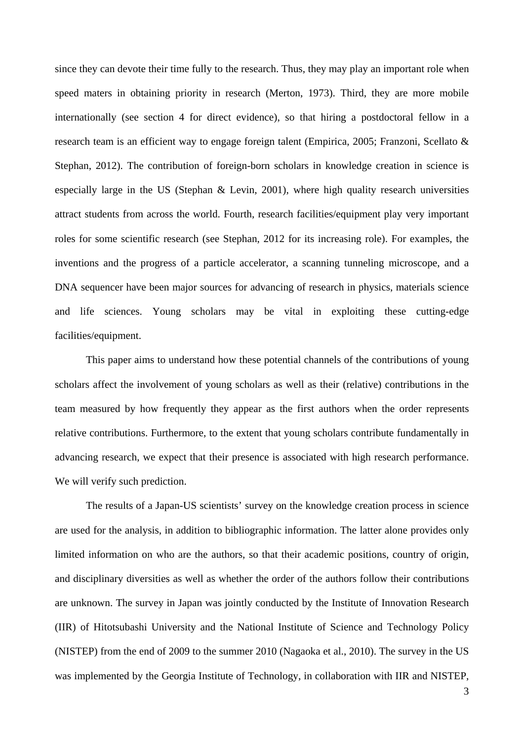since they can devote their time fully to the research. Thus, they may play an important role when speed maters in obtaining priority in research (Merton, 1973). Third, they are more mobile internationally (see section 4 for direct evidence), so that hiring a postdoctoral fellow in a research team is an efficient way to engage foreign talent (Empirica, 2005; Franzoni, Scellato & Stephan, 2012). The contribution of foreign-born scholars in knowledge creation in science is especially large in the US (Stephan & Levin, 2001), where high quality research universities attract students from across the world. Fourth, research facilities/equipment play very important roles for some scientific research (see Stephan, 2012 for its increasing role). For examples, the inventions and the progress of a particle accelerator, a scanning tunneling microscope, and a DNA sequencer have been major sources for advancing of research in physics, materials science and life sciences. Young scholars may be vital in exploiting these cutting-edge facilities/equipment.

This paper aims to understand how these potential channels of the contributions of young scholars affect the involvement of young scholars as well as their (relative) contributions in the team measured by how frequently they appear as the first authors when the order represents relative contributions. Furthermore, to the extent that young scholars contribute fundamentally in advancing research, we expect that their presence is associated with high research performance. We will verify such prediction.

The results of a Japan-US scientists' survey on the knowledge creation process in science are used for the analysis, in addition to bibliographic information. The latter alone provides only limited information on who are the authors, so that their academic positions, country of origin, and disciplinary diversities as well as whether the order of the authors follow their contributions are unknown. The survey in Japan was jointly conducted by the Institute of Innovation Research (IIR) of Hitotsubashi University and the National Institute of Science and Technology Policy (NISTEP) from the end of 2009 to the summer 2010 (Nagaoka et al., 2010). The survey in the US was implemented by the Georgia Institute of Technology, in collaboration with IIR and NISTEP,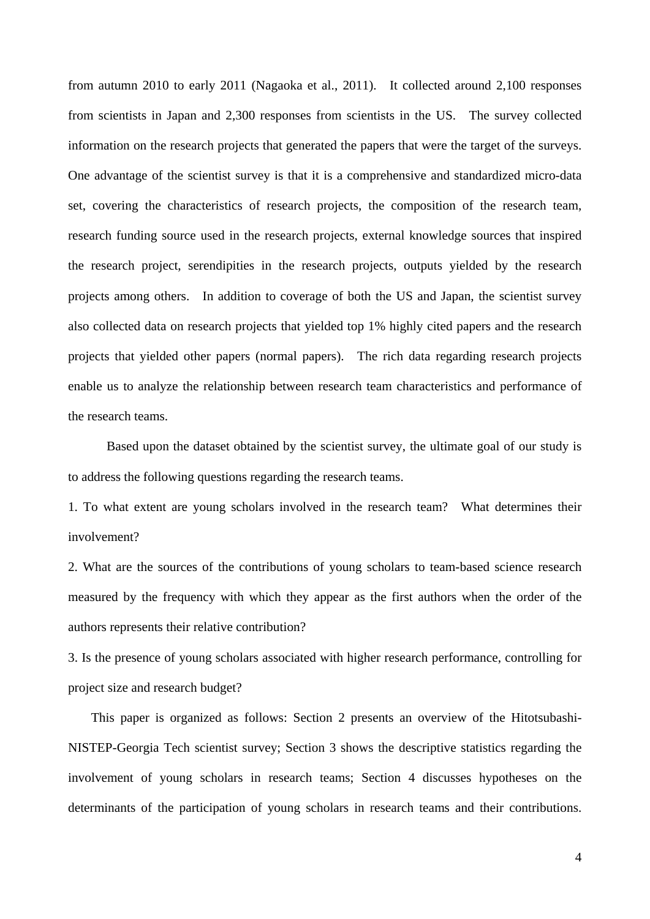from autumn 2010 to early 2011 (Nagaoka et al., 2011). It collected around 2,100 responses from scientists in Japan and 2,300 responses from scientists in the US. The survey collected information on the research projects that generated the papers that were the target of the surveys. One advantage of the scientist survey is that it is a comprehensive and standardized micro-data set, covering the characteristics of research projects, the composition of the research team, research funding source used in the research projects, external knowledge sources that inspired the research project, serendipities in the research projects, outputs yielded by the research projects among others. In addition to coverage of both the US and Japan, the scientist survey also collected data on research projects that yielded top 1% highly cited papers and the research projects that yielded other papers (normal papers). The rich data regarding research projects enable us to analyze the relationship between research team characteristics and performance of the research teams.

Based upon the dataset obtained by the scientist survey, the ultimate goal of our study is to address the following questions regarding the research teams.

1. To what extent are young scholars involved in the research team? What determines their involvement?

2. What are the sources of the contributions of young scholars to team-based science research measured by the frequency with which they appear as the first authors when the order of the authors represents their relative contribution?

3. Is the presence of young scholars associated with higher research performance, controlling for project size and research budget?

This paper is organized as follows: Section 2 presents an overview of the Hitotsubashi-NISTEP-Georgia Tech scientist survey; Section 3 shows the descriptive statistics regarding the involvement of young scholars in research teams; Section 4 discusses hypotheses on the determinants of the participation of young scholars in research teams and their contributions.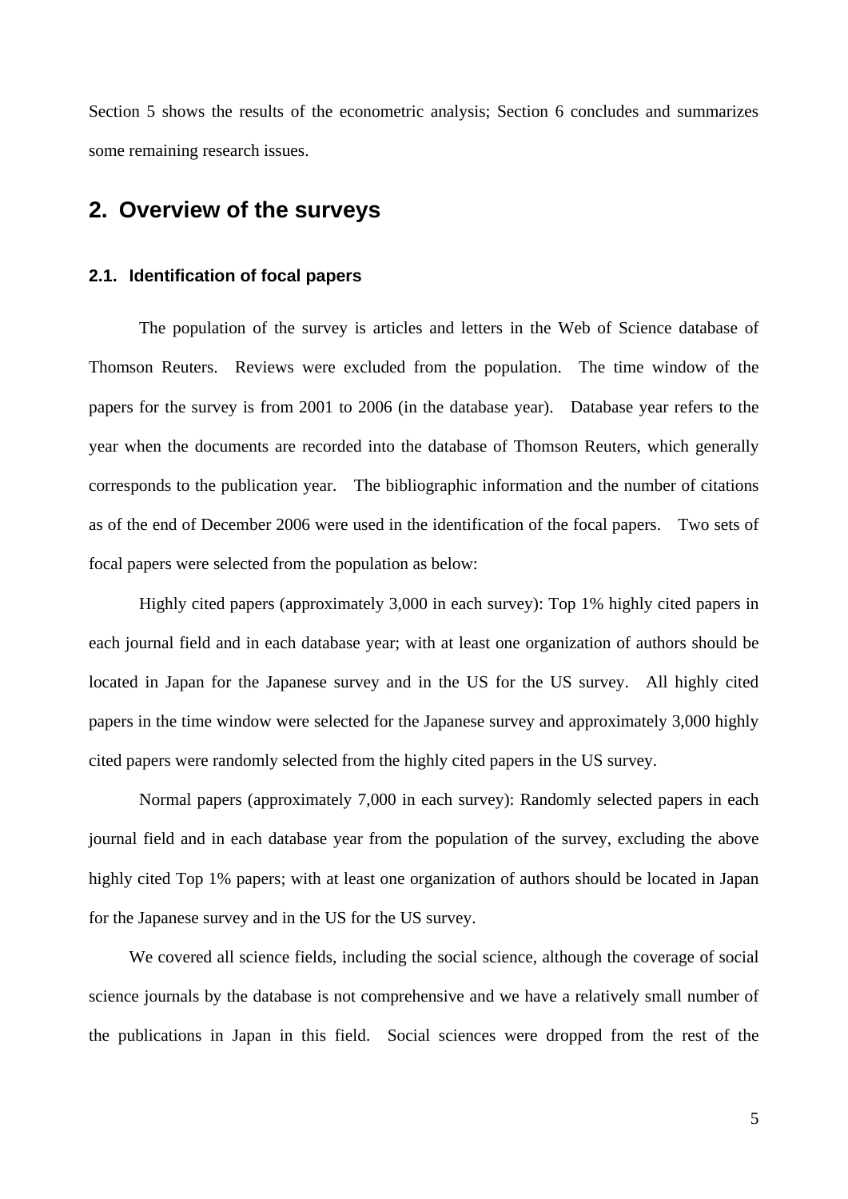Section 5 shows the results of the econometric analysis; Section 6 concludes and summarizes some remaining research issues.

## 2. Overview of the surveys

### 2.1. Identification of focal papers

The population of the survey is articles and letters in the Web of Science database of Thomson Reuters. Reviews were excluded from the population. The time window of the papers for the survey is from 2001 to 2006 (in the database year). Database year refers to the year when the documents are recorded into the database of Thomson Reuters, which generally corresponds to the publication year. The bibliographic information and the number of citations as of the end of December 2006 were used in the identification of the focal papers. Two sets of focal papers were selected from the population as below:

Highly cited papers (approximately 3,000 in each survey): Top 1% highly cited papers in each journal field and in each database year; with at least one organization of authors should be located in Japan for the Japanese survey and in the US for the US survey. All highly cited papers in the time window were selected for the Japanese survey and approximately 3,000 highly cited papers were randomly selected from the highly cited papers in the US survey.

Normal papers (approximately 7,000 in each survey): Randomly selected papers in each journal field and in each database year from the population of the survey, excluding the above highly cited Top 1% papers; with at least one organization of authors should be located in Japan for the Japanese survey and in the US for the US survey.

We covered all science fields, including the social science, although the coverage of social science journals by the database is not comprehensive and we have a relatively small number of the publications in Japan in this field. Social sciences were dropped from the rest of the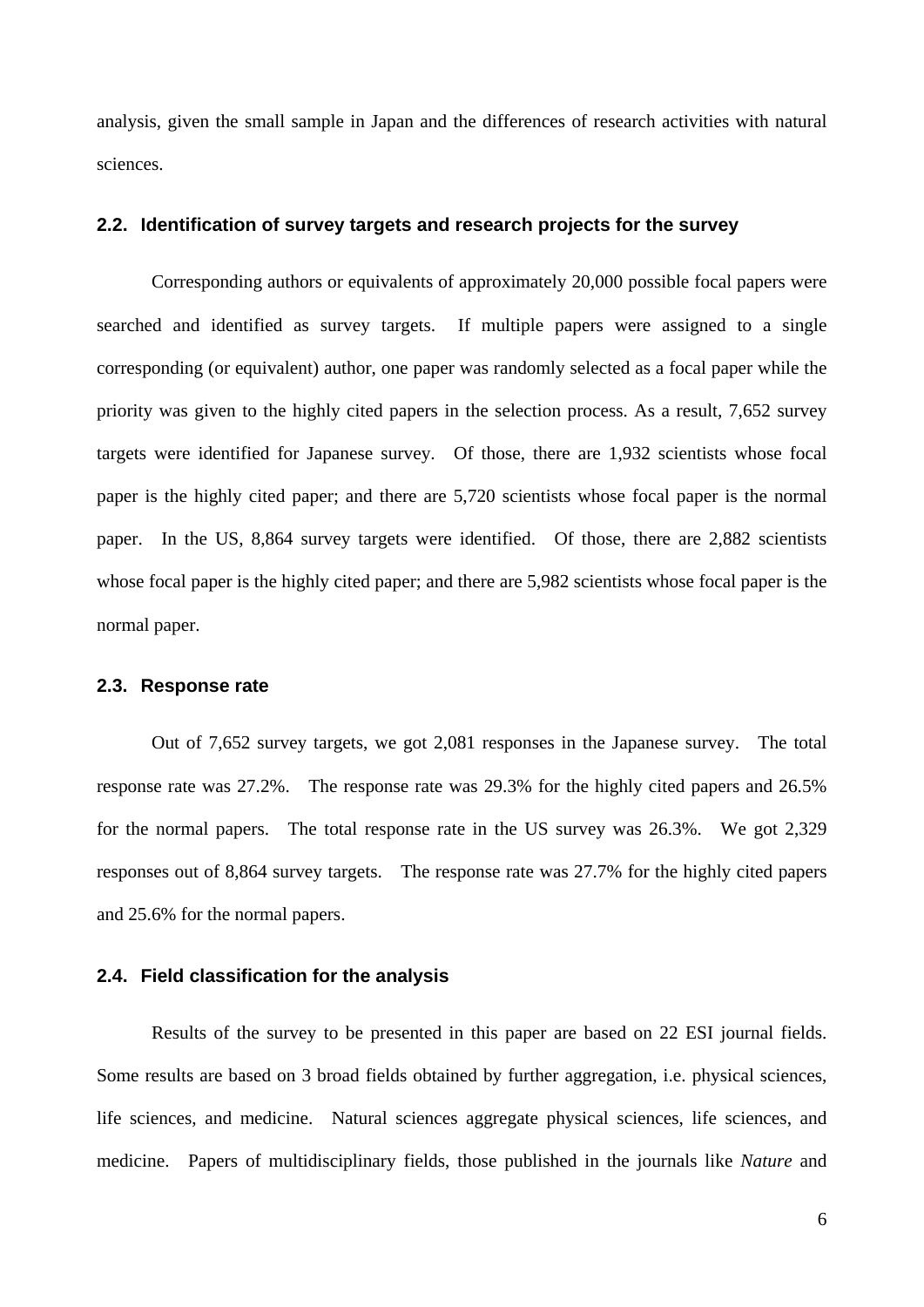analysis, given the small sample in Japan and the differences of research activities with natural sciences.

### 2.2. Identification of survey targets and research projects for the survey

Corresponding authors or equivalents of approximately 20,000 possible focal papers were searched and identified as survey targets. If multiple papers were assigned to a single corresponding (or equivalent) author, one paper was randomly selected as a focal paper while the priority was given to the highly cited papers in the selection process. As a result, 7,652 survey targets were identified for Japanese survey. Of those, there are 1,932 scientists whose focal paper is the highly cited paper; and there are 5,720 scientists whose focal paper is the normal paper. In the US, 8,864 survey targets were identified. Of those, there are 2,882 scientists whose focal paper is the highly cited paper; and there are 5,982 scientists whose focal paper is the normal paper.

### 2.3. Response rate

Out of 7,652 survey targets, we got 2,081 responses in the Japanese survey. The total response rate was 27.2%. The response rate was 29.3% for the highly cited papers and 26.5% for the normal papers. The total response rate in the US survey was 26.3%. We got 2,329 responses out of 8,864 survey targets. The response rate was 27.7% for the highly cited papers and 25.6% for the normal papers.

### 2.4. Field classification for the analysis

Results of the survey to be presented in this paper are based on 22 ESI journal fields. Some results are based on 3 broad fields obtained by further aggregation, i.e. physical sciences, life sciences, and medicine. Natural sciences aggregate physical sciences, life sciences, and medicine. Papers of multidisciplinary fields, those published in the journals like *Nature* and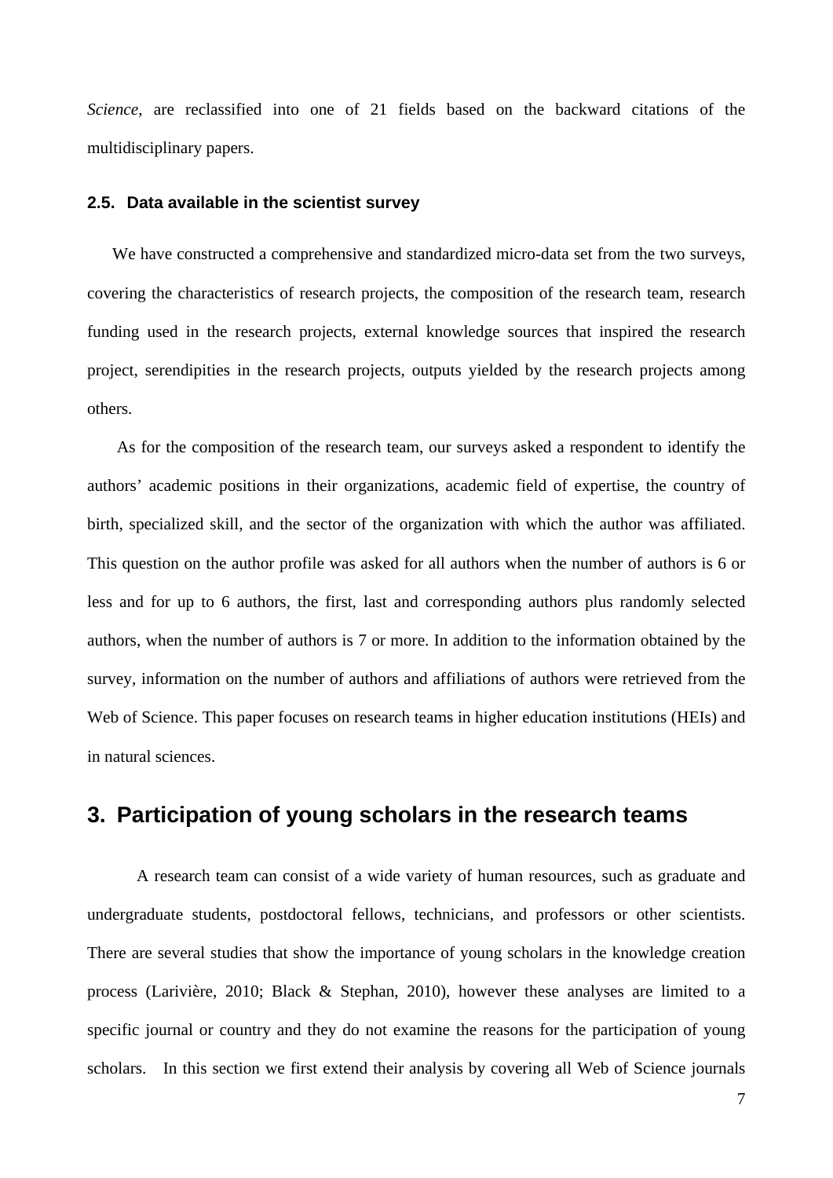*Science*, are reclassified into one of 21 fields based on the backward citations of the multidisciplinary papers.

### 2.5. Data available in the scientist survey

We have constructed a comprehensive and standardized micro-data set from the two surveys, covering the characteristics of research projects, the composition of the research team, research funding used in the research projects, external knowledge sources that inspired the research project, serendipities in the research projects, outputs yielded by the research projects among others.

As for the composition of the research team, our surveys asked a respondent to identify the authors' academic positions in their organizations, academic field of expertise, the country of birth, specialized skill, and the sector of the organization with which the author was affiliated. This question on the author profile was asked for all authors when the number of authors is 6 or less and for up to 6 authors, the first, last and corresponding authors plus randomly selected authors, when the number of authors is 7 or more. In addition to the information obtained by the survey, information on the number of authors and affiliations of authors were retrieved from the Web of Science. This paper focuses on research teams in higher education institutions (HEIs) and in natural sciences.

## 3. Participation of young scholars in the research teams

A research team can consist of a wide variety of human resources, such as graduate and undergraduate students, postdoctoral fellows, technicians, and professors or other scientists. There are several studies that show the importance of young scholars in the knowledge creation process (Larivière, 2010; Black & Stephan, 2010), however these analyses are limited to a specific journal or country and they do not examine the reasons for the participation of young scholars. In this section we first extend their analysis by covering all Web of Science journals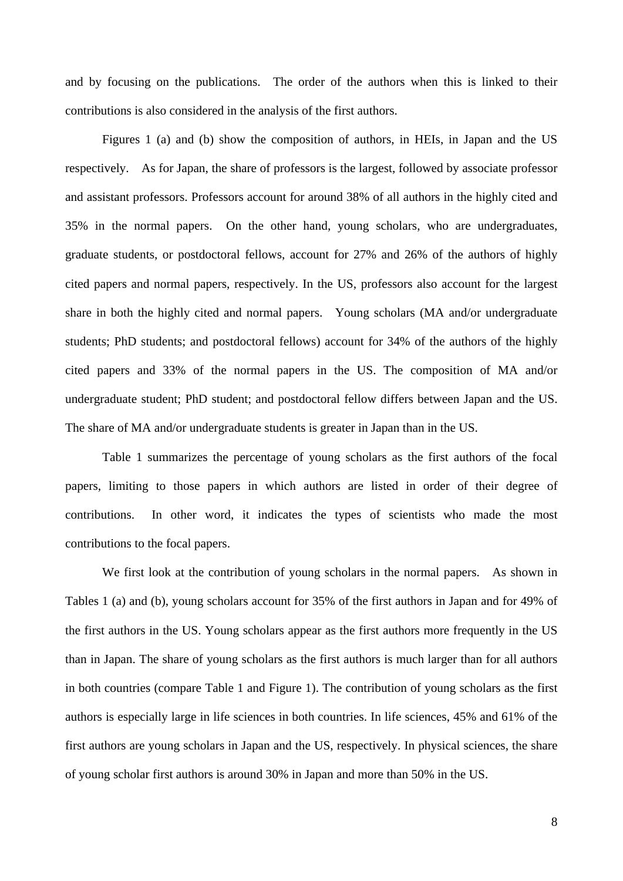and by focusing on the publications. The order of the authors when this is linked to their contributions is also considered in the analysis of the first authors.

Figures 1 (a) and (b) show the composition of authors, in HEIs, in Japan and the US respectively. As for Japan, the share of professors is the largest, followed by associate professor and assistant professors. Professors account for around 38% of all authors in the highly cited and 35% in the normal papers. On the other hand, young scholars, who are undergraduates, graduate students, or postdoctoral fellows, account for 27% and 26% of the authors of highly cited papers and normal papers, respectively. In the US, professors also account for the largest share in both the highly cited and normal papers. Young scholars (MA and/or undergraduate students; PhD students; and postdoctoral fellows) account for 34% of the authors of the highly cited papers and 33% of the normal papers in the US. The composition of MA and/or undergraduate student; PhD student; and postdoctoral fellow differs between Japan and the US. The share of MA and/or undergraduate students is greater in Japan than in the US.

Table 1 summarizes the percentage of young scholars as the first authors of the focal papers, limiting to those papers in which authors are listed in order of their degree of contributions. In other word, it indicates the types of scientists who made the most contributions to the focal papers.

We first look at the contribution of young scholars in the normal papers. As shown in Tables 1 (a) and (b), young scholars account for 35% of the first authors in Japan and for 49% of the first authors in the US. Young scholars appear as the first authors more frequently in the US than in Japan. The share of young scholars as the first authors is much larger than for all authors in both countries (compare Table 1 and Figure 1). The contribution of young scholars as the first authors is especially large in life sciences in both countries. In life sciences, 45% and 61% of the first authors are young scholars in Japan and the US, respectively. In physical sciences, the share of young scholar first authors is around 30% in Japan and more than 50% in the US.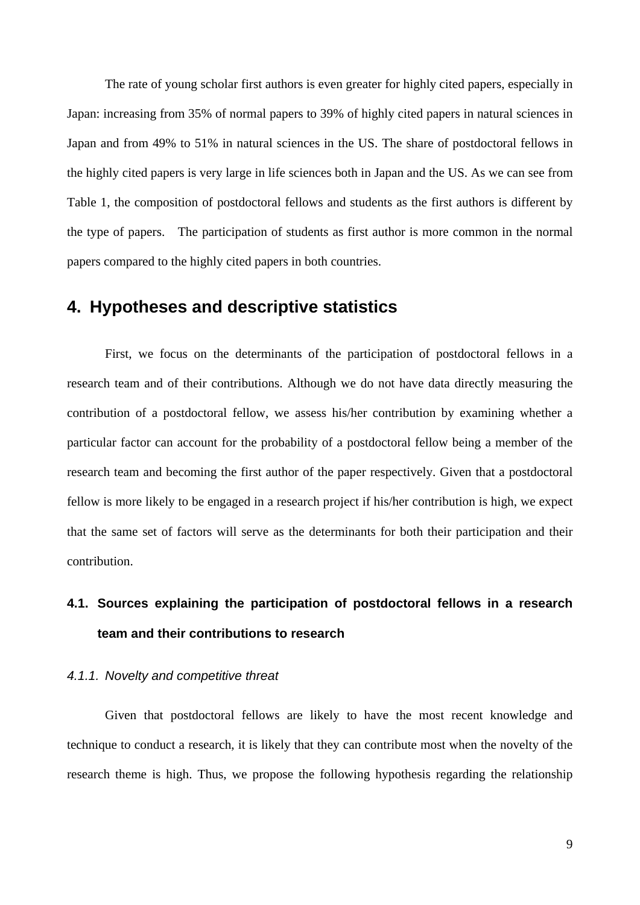The rate of young scholar first authors is even greater for highly cited papers, especially in Japan: increasing from 35% of normal papers to 39% of highly cited papers in natural sciences in Japan and from 49% to 51% in natural sciences in the US. The share of postdoctoral fellows in the highly cited papers is very large in life sciences both in Japan and the US. As we can see from Table 1, the composition of postdoctoral fellows and students as the first authors is different by the type of papers. The participation of students as first author is more common in the normal papers compared to the highly cited papers in both countries.

## 4. Hypotheses and descriptive statistics

First, we focus on the determinants of the participation of postdoctoral fellows in a research team and of their contributions. Although we do not have data directly measuring the contribution of a postdoctoral fellow, we assess his/her contribution by examining whether a particular factor can account for the probability of a postdoctoral fellow being a member of the research team and becoming the first author of the paper respectively. Given that a postdoctoral fellow is more likely to be engaged in a research project if his/her contribution is high, we expect that the same set of factors will serve as the determinants for both their participation and their contribution.

### 4.1. Sources explaining the participation of postdoctoral fellows in a research team and their contributions to research

#### *4.1.1. Novelty and competitive threat*

Given that postdoctoral fellows are likely to have the most recent knowledge and technique to conduct a research, it is likely that they can contribute most when the novelty of the research theme is high. Thus, we propose the following hypothesis regarding the relationship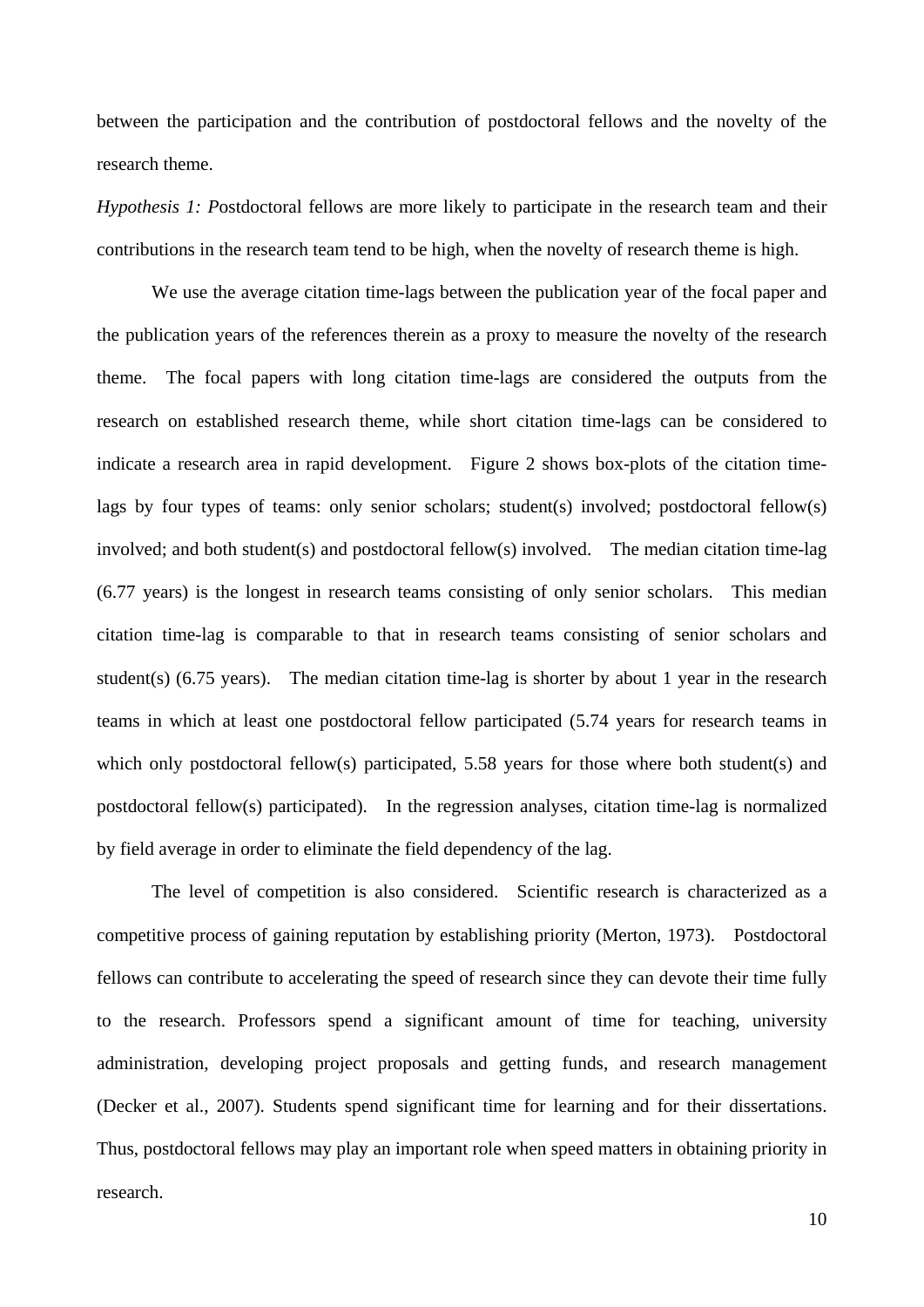between the participation and the contribution of postdoctoral fellows and the novelty of the research theme.

*Hypothesis 1: P*ostdoctoral fellows are more likely to participate in the research team and their contributions in the research team tend to be high, when the novelty of research theme is high.

We use the average citation time-lags between the publication year of the focal paper and the publication years of the references therein as a proxy to measure the novelty of the research theme. The focal papers with long citation time-lags are considered the outputs from the research on established research theme, while short citation time-lags can be considered to indicate a research area in rapid development. Figure 2 shows box-plots of the citation time-lags by four types of teams: only senior scholars; student(s) involved; postdoctoral fellow(s) involved; and both student(s) and postdoctoral fellow(s) involved. The median citation time-lag (6.77 years) is the longest in research teams consisting of only senior scholars. This median citation time-lag is comparable to that in research teams consisting of senior scholars and student(s) (6.75 years). The median citation time-lag is shorter by about 1 year in the research teams in which at least one postdoctoral fellow participated (5.74 years for research teams in which only postdoctoral fellow(s) participated, 5.58 years for those where both student(s) and postdoctoral fellow(s) participated). In the regression analyses, citation time-lag is normalized by field average in order to eliminate the field dependency of the lag.

The level of competition is also considered. Scientific research is characterized as a competitive process of gaining reputation by establishing priority (Merton, 1973). Postdoctoral fellows can contribute to accelerating the speed of research since they can devote their time fully to the research. Professors spend a significant amount of time for teaching, university administration, developing project proposals and getting funds, and research management (Decker et al., 2007). Students spend significant time for learning and for their dissertations. Thus, postdoctoral fellows may play an important role when speed matters in obtaining priority in research.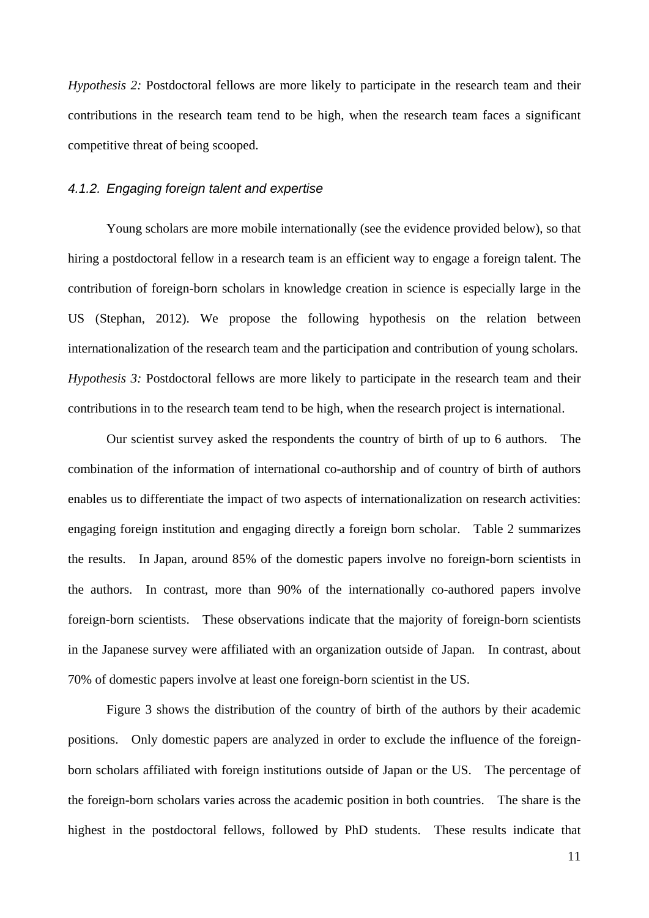*Hypothesis 2:* Postdoctoral fellows are more likely to participate in the research team and their contributions in the research team tend to be high, when the research team faces a significant competitive threat of being scooped.

#### *4.1.2. Engaging foreign talent and expertise*

Young scholars are more mobile internationally (see the evidence provided below), so that hiring a postdoctoral fellow in a research team is an efficient way to engage a foreign talent. The contribution of foreign-born scholars in knowledge creation in science is especially large in the US (Stephan, 2012). We propose the following hypothesis on the relation between internationalization of the research team and the participation and contribution of young scholars.

*Hypothesis 3:* Postdoctoral fellows are more likely to participate in the research team and their contributions in to the research team tend to be high, when the research project is international.

Our scientist survey asked the respondents the country of birth of up to 6 authors. The combination of the information of international co-authorship and of country of birth of authors enables us to differentiate the impact of two aspects of internationalization on research activities: engaging foreign institution and engaging directly a foreign born scholar. Table 2 summarizes the results. In Japan, around 85% of the domestic papers involve no foreign-born scientists in the authors. In contrast, more than 90% of the internationally co-authored papers involve foreign-born scientists. These observations indicate that the majority of foreign-born scientists in the Japanese survey were affiliated with an organization outside of Japan. In contrast, about 70% of domestic papers involve at least one foreign-born scientist in the US.

Figure 3 shows the distribution of the country of birth of the authors by their academic positions. Only domestic papers are analyzed in order to exclude the influence of the foreign-born scholars affiliated with foreign institutions outside of Japan or the US. The percentage of the foreign-born scholars varies across the academic position in both countries. The share is the highest in the postdoctoral fellows, followed by PhD students. These results indicate that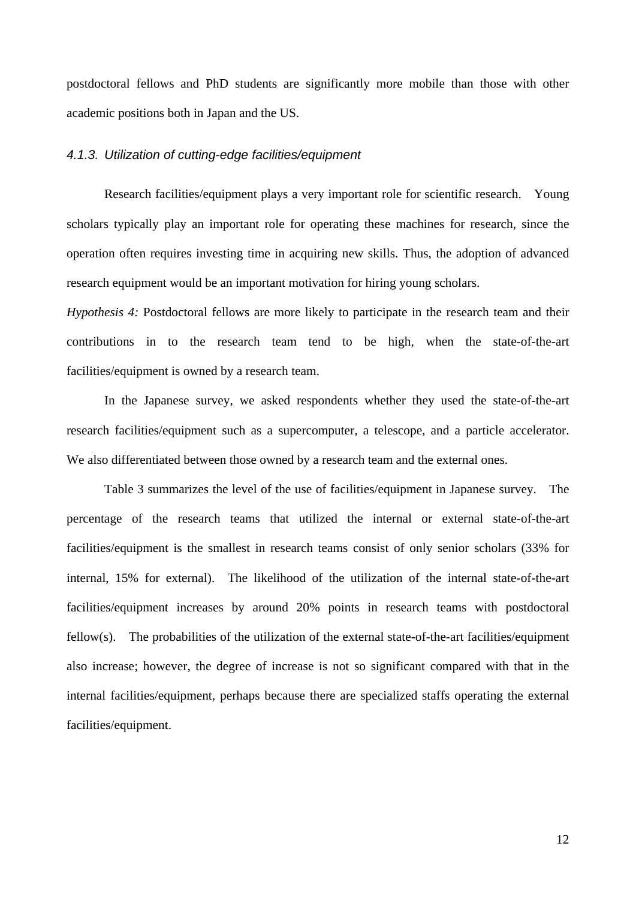postdoctoral fellows and PhD students are significantly more mobile than those with other academic positions both in Japan and the US.

#### *4.1.3. Utilization of cutting-edge facilities/equipment*

Research facilities/equipment plays a very important role for scientific research. Young scholars typically play an important role for operating these machines for research, since the operation often requires investing time in acquiring new skills. Thus, the adoption of advanced research equipment would be an important motivation for hiring young scholars.

*Hypothesis 4:* Postdoctoral fellows are more likely to participate in the research team and their contributions in to the research team tend to be high, when the state-of-the-art facilities/equipment is owned by a research team.

In the Japanese survey, we asked respondents whether they used the state-of-the-art research facilities/equipment such as a supercomputer, a telescope, and a particle accelerator. We also differentiated between those owned by a research team and the external ones.

Table 3 summarizes the level of the use of facilities/equipment in Japanese survey. The percentage of the research teams that utilized the internal or external state-of-the-art facilities/equipment is the smallest in research teams consist of only senior scholars (33% for internal, 15% for external). The likelihood of the utilization of the internal state-of-the-art facilities/equipment increases by around 20% points in research teams with postdoctoral fellow(s). The probabilities of the utilization of the external state-of-the-art facilities/equipment also increase; however, the degree of increase is not so significant compared with that in the internal facilities/equipment, perhaps because there are specialized staffs operating the external facilities/equipment.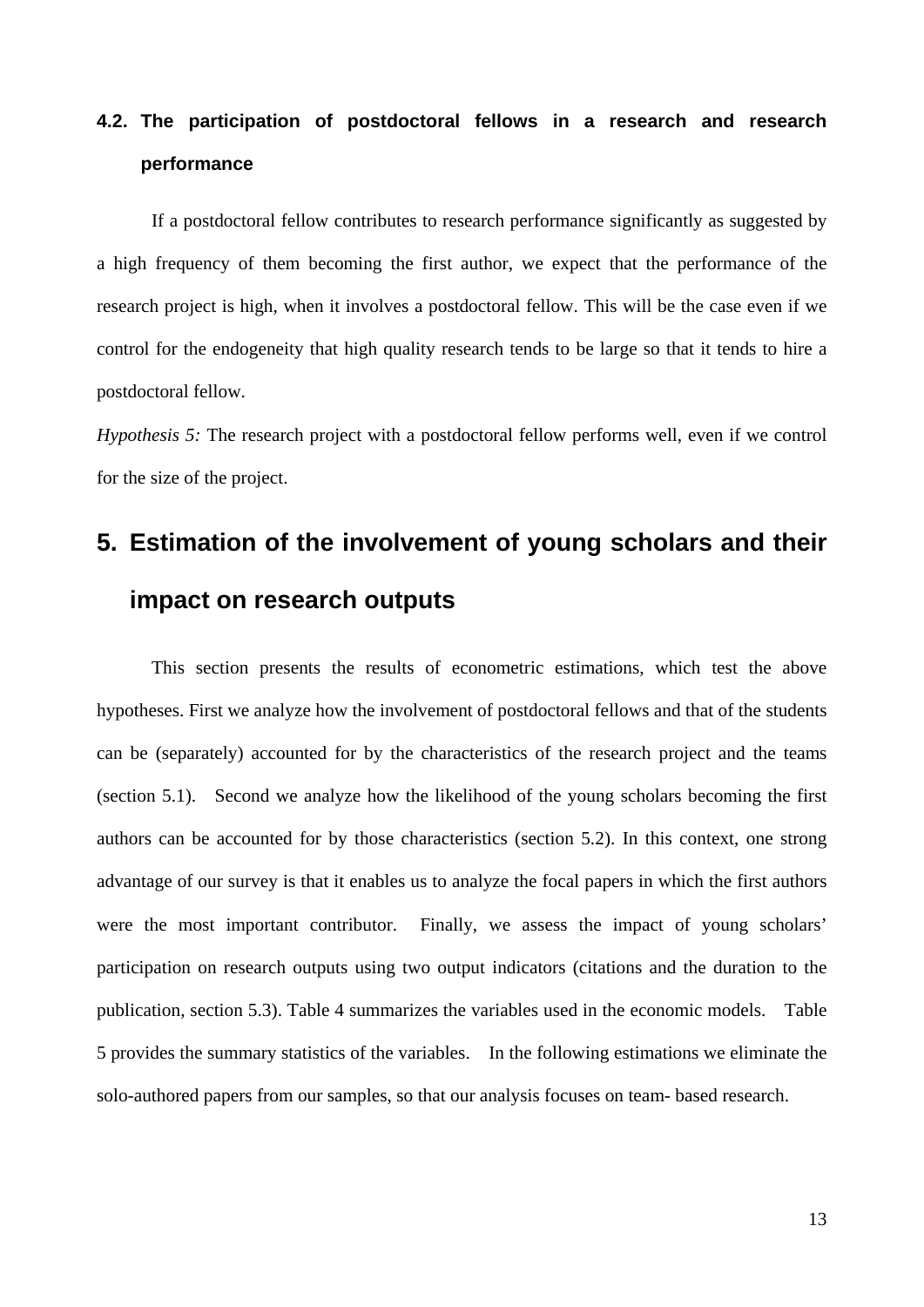### 4.2. The participation of postdoctoral fellows in a research and research performance

If a postdoctoral fellow contributes to research performance significantly as suggested by a high frequency of them becoming the first author, we expect that the performance of the research project is high, when it involves a postdoctoral fellow. This will be the case even if we control for the endogeneity that high quality research tends to be large so that it tends to hire a postdoctoral fellow.

*Hypothesis 5:* The research project with a postdoctoral fellow performs well, even if we control for the size of the project.

## 5. Estimation of the involvement of young scholars and their impact on research outputs

This section presents the results of econometric estimations, which test the above hypotheses. First we analyze how the involvement of postdoctoral fellows and that of the students can be (separately) accounted for by the characteristics of the research project and the teams (section 5.1). Second we analyze how the likelihood of the young scholars becoming the first authors can be accounted for by those characteristics (section 5.2). In this context, one strong advantage of our survey is that it enables us to analyze the focal papers in which the first authors were the most important contributor. Finally, we assess the impact of young scholars' participation on research outputs using two output indicators (citations and the duration to the publication, section 5.3). Table 4 summarizes the variables used in the economic models. Table 5 provides the summary statistics of the variables. In the following estimations we eliminate the solo-authored papers from our samples, so that our analysis focuses on team- based research.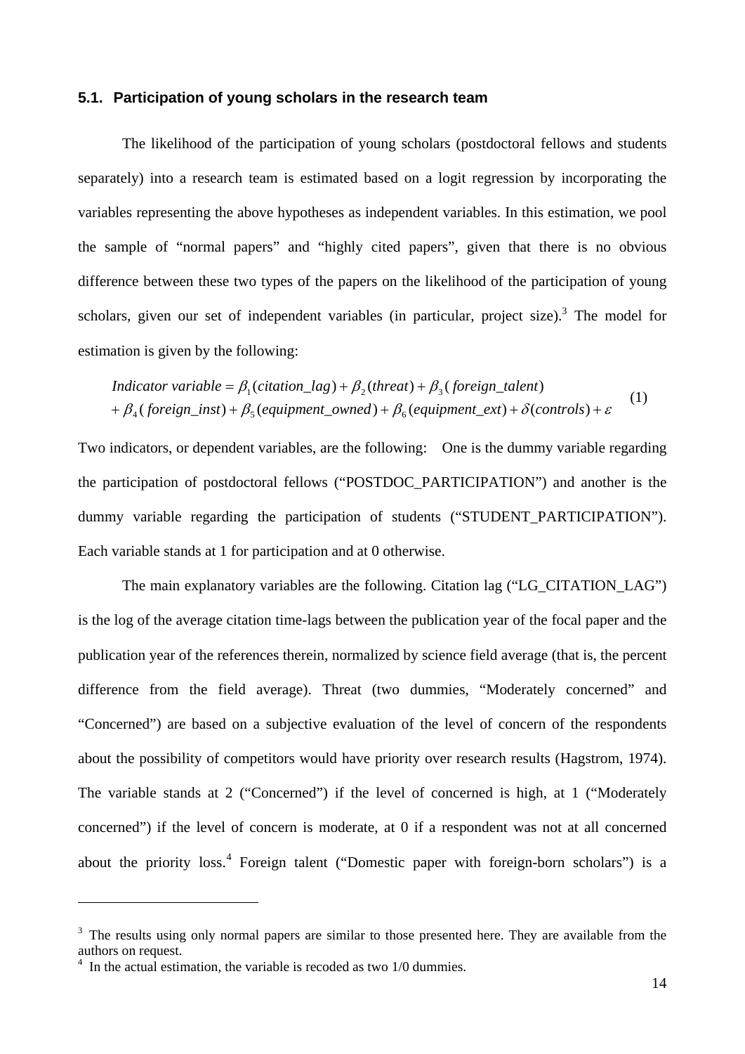### 5.1. Participation of young scholars in the research team

The likelihood of the participation of young scholars (postdoctoral fellows and students separately) into a research team is estimated based on a logit regression by incorporating the variables representing the above hypotheses as independent variables. In this estimation, we pool the sample of "normal papers" and "highly cited papers", given that there is no obvious difference between these two types of the papers on the likelihood of the participation of young scholars, given our set of independent variables (in particular, project size).[3] The model for estimation is given by the following:

$$\begin{aligned} \textit{Indicator variable} &= \beta_1(\textit{citation\_lag}) + \beta_2(\textit{threat}) + \beta_3(\textit{foreign\_talent}) \\ &+ \beta_4(\textit{foreign\_inst}) + \beta_5(\textit{equipment\_owned}) + \beta_6(\textit{equipment\_ext}) + \delta(\textit{controls}) + \varepsilon \end{aligned} \quad (1)$$

Two indicators, or dependent variables, are the following: One is the dummy variable regarding the participation of postdoctoral fellows ("POSTDOC_PARTICIPATION") and another is the dummy variable regarding the participation of students ("STUDENT_PARTICIPATION"). Each variable stands at 1 for participation and at 0 otherwise.

The main explanatory variables are the following. Citation lag ("LG_CITATION_LAG") is the log of the average citation time-lags between the publication year of the focal paper and the publication year of the references therein, normalized by science field average (that is, the percent difference from the field average). Threat (two dummies, "Moderately concerned" and "Concerned") are based on a subjective evaluation of the level of concern of the respondents about the possibility of competitors would have priority over research results (Hagstrom, 1974). The variable stands at 2 ("Concerned") if the level of concerned is high, at 1 ("Moderately concerned") if the level of concern is moderate, at 0 if a respondent was not at all concerned about the priority loss.[4] Foreign talent ("Domestic paper with foreign-born scholars") is a

---

[3] The results using only normal papers are similar to those presented here. They are available from the authors on request.

[4] In the actual estimation, the variable is recoded as two 1/0 dummies.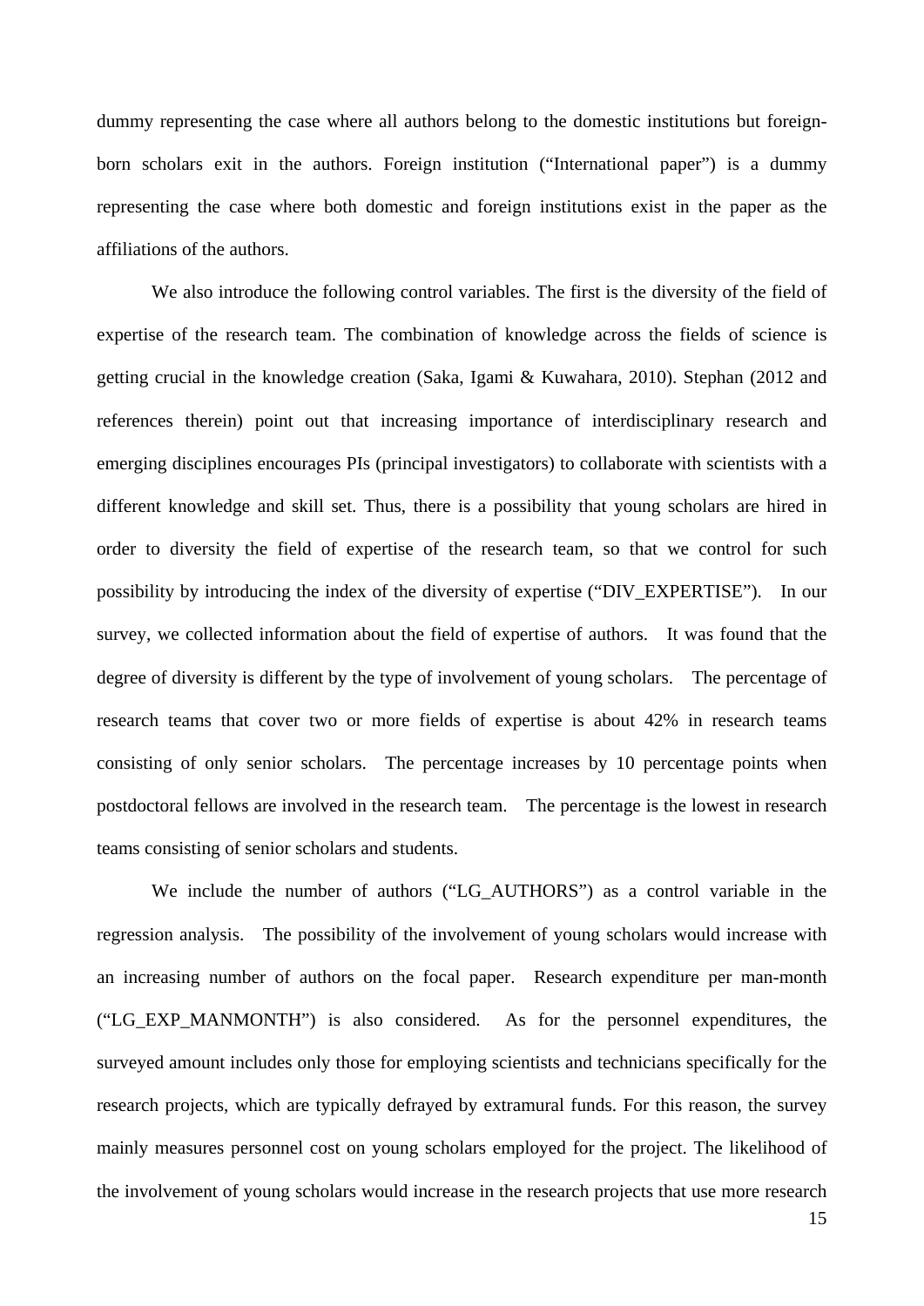dummy representing the case where all authors belong to the domestic institutions but foreign-born scholars exit in the authors. Foreign institution ("International paper") is a dummy representing the case where both domestic and foreign institutions exist in the paper as the affiliations of the authors.

We also introduce the following control variables. The first is the diversity of the field of expertise of the research team. The combination of knowledge across the fields of science is getting crucial in the knowledge creation (Saka, Igami & Kuwahara, 2010). Stephan (2012 and references therein) point out that increasing importance of interdisciplinary research and emerging disciplines encourages PIs (principal investigators) to collaborate with scientists with a different knowledge and skill set. Thus, there is a possibility that young scholars are hired in order to diversity the field of expertise of the research team, so that we control for such possibility by introducing the index of the diversity of expertise ("DIV_EXPERTISE"). In our survey, we collected information about the field of expertise of authors. It was found that the degree of diversity is different by the type of involvement of young scholars. The percentage of research teams that cover two or more fields of expertise is about 42% in research teams consisting of only senior scholars. The percentage increases by 10 percentage points when postdoctoral fellows are involved in the research team. The percentage is the lowest in research teams consisting of senior scholars and students.

We include the number of authors ("LG_AUTHORS") as a control variable in the regression analysis. The possibility of the involvement of young scholars would increase with an increasing number of authors on the focal paper. Research expenditure per man-month ("LG_EXP_MANMONTH") is also considered. As for the personnel expenditures, the surveyed amount includes only those for employing scientists and technicians specifically for the research projects, which are typically defrayed by extramural funds. For this reason, the survey mainly measures personnel cost on young scholars employed for the project. The likelihood of the involvement of young scholars would increase in the research projects that use more research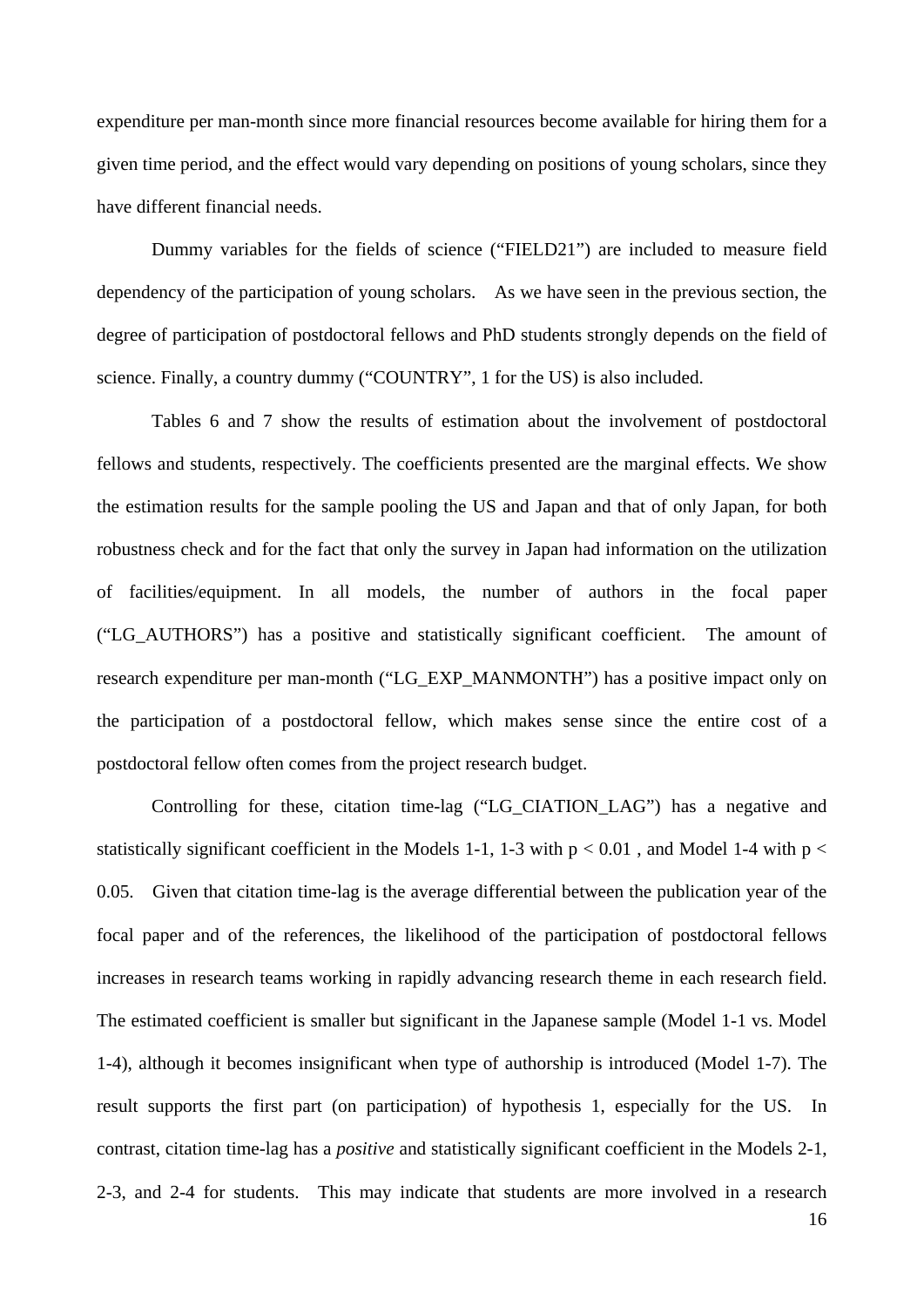expenditure per man-month since more financial resources become available for hiring them for a given time period, and the effect would vary depending on positions of young scholars, since they have different financial needs.

Dummy variables for the fields of science ("FIELD21") are included to measure field dependency of the participation of young scholars. As we have seen in the previous section, the degree of participation of postdoctoral fellows and PhD students strongly depends on the field of science. Finally, a country dummy ("COUNTRY", 1 for the US) is also included.

Tables 6 and 7 show the results of estimation about the involvement of postdoctoral fellows and students, respectively. The coefficients presented are the marginal effects. We show the estimation results for the sample pooling the US and Japan and that of only Japan, for both robustness check and for the fact that only the survey in Japan had information on the utilization of facilities/equipment. In all models, the number of authors in the focal paper ("LG_AUTHORS") has a positive and statistically significant coefficient. The amount of research expenditure per man-month ("LG_EXP_MANMONTH") has a positive impact only on the participation of a postdoctoral fellow, which makes sense since the entire cost of a postdoctoral fellow often comes from the project research budget.

Controlling for these, citation time-lag ("LG_CIATION_LAG") has a negative and statistically significant coefficient in the Models 1-1, 1-3 with $p < 0.01$ , and Model 1-4 with $p < 0.05$. Given that citation time-lag is the average differential between the publication year of the focal paper and of the references, the likelihood of the participation of postdoctoral fellows increases in research teams working in rapidly advancing research theme in each research field. The estimated coefficient is smaller but significant in the Japanese sample (Model 1-1 vs. Model 1-4), although it becomes insignificant when type of authorship is introduced (Model 1-7). The result supports the first part (on participation) of hypothesis 1, especially for the US. In contrast, citation time-lag has a *positive* and statistically significant coefficient in the Models 2-1, 2-3, and 2-4 for students. This may indicate that students are more involved in a research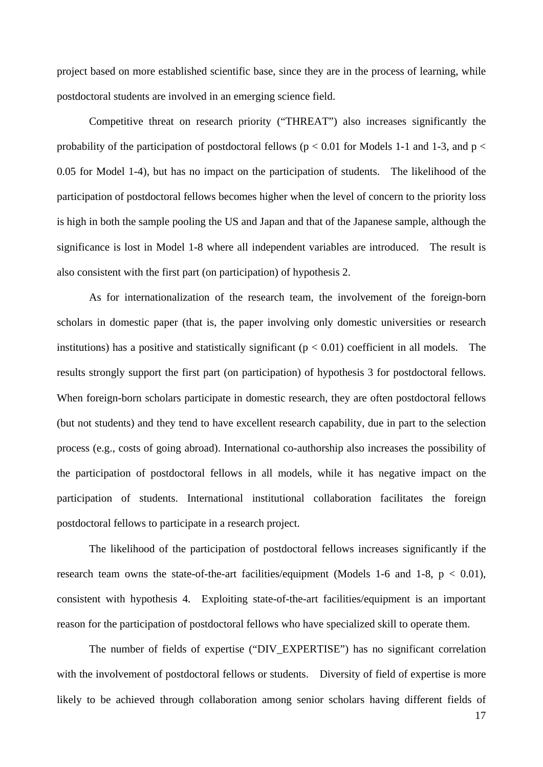project based on more established scientific base, since they are in the process of learning, while postdoctoral students are involved in an emerging science field.

Competitive threat on research priority ("THREAT") also increases significantly the probability of the participation of postdoctoral fellows ($p < 0.01$ for Models 1-1 and 1-3, and $p < 0.05$ for Model 1-4), but has no impact on the participation of students. The likelihood of the participation of postdoctoral fellows becomes higher when the level of concern to the priority loss is high in both the sample pooling the US and Japan and that of the Japanese sample, although the significance is lost in Model 1-8 where all independent variables are introduced. The result is also consistent with the first part (on participation) of hypothesis 2.

As for internationalization of the research team, the involvement of the foreign-born scholars in domestic paper (that is, the paper involving only domestic universities or research institutions) has a positive and statistically significant ($p < 0.01$) coefficient in all models. The results strongly support the first part (on participation) of hypothesis 3 for postdoctoral fellows. When foreign-born scholars participate in domestic research, they are often postdoctoral fellows (but not students) and they tend to have excellent research capability, due in part to the selection process (e.g., costs of going abroad). International co-authorship also increases the possibility of the participation of postdoctoral fellows in all models, while it has negative impact on the participation of students. International institutional collaboration facilitates the foreign postdoctoral fellows to participate in a research project.

The likelihood of the participation of postdoctoral fellows increases significantly if the research team owns the state-of-the-art facilities/equipment (Models 1-6 and 1-8, $p < 0.01$), consistent with hypothesis 4. Exploiting state-of-the-art facilities/equipment is an important reason for the participation of postdoctoral fellows who have specialized skill to operate them.

The number of fields of expertise ("DIV_EXPERTISE") has no significant correlation with the involvement of postdoctoral fellows or students. Diversity of field of expertise is more likely to be achieved through collaboration among senior scholars having different fields of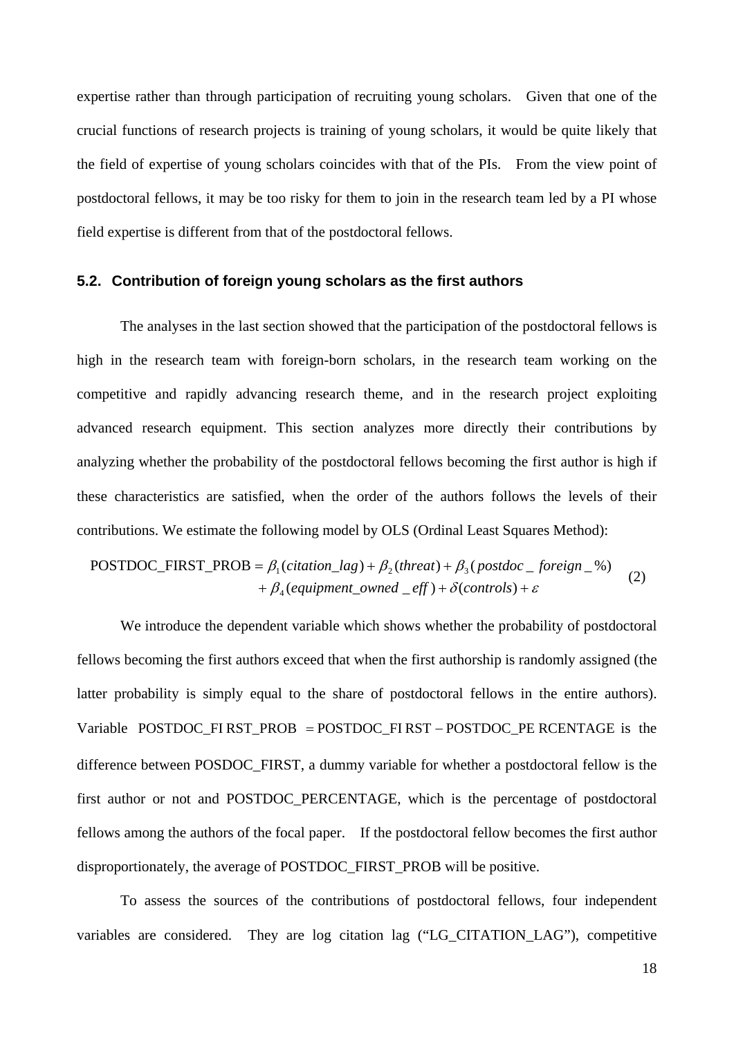expertise rather than through participation of recruiting young scholars. Given that one of the crucial functions of research projects is training of young scholars, it would be quite likely that the field of expertise of young scholars coincides with that of the PIs. From the view point of postdoctoral fellows, it may be too risky for them to join in the research team led by a PI whose field expertise is different from that of the postdoctoral fellows.

### 5.2. Contribution of foreign young scholars as the first authors

The analyses in the last section showed that the participation of the postdoctoral fellows is high in the research team with foreign-born scholars, in the research team working on the competitive and rapidly advancing research theme, and in the research project exploiting advanced research equipment. This section analyzes more directly their contributions by analyzing whether the probability of the postdoctoral fellows becoming the first author is high if these characteristics are satisfied, when the order of the authors follows the levels of their contributions. We estimate the following model by OLS (Ordinal Least Squares Method):

$$\begin{aligned}\text{POSTDOC\_FIRST\_PROB} = \beta_1(\textit{citation\_lag}) + \beta_2(\textit{threat}) + \beta_3(\textit{postdoc\_foreign\_\%}) \\ + \beta_4(\textit{equipment\_owned\_eff}) + \delta(\textit{controls}) + \varepsilon\end{aligned} \quad (2)$$

We introduce the dependent variable which shows whether the probability of postdoctoral fellows becoming the first authors exceed that when the first authorship is randomly assigned (the latter probability is simply equal to the share of postdoctoral fellows in the entire authors). Variable $\text{POSTDOC\_FIRST\_PROB} = \text{POSTDOC\_FIRST} - \text{POSTDOC\_PERCENTAGE}$ is the difference between POSDOC_FIRST, a dummy variable for whether a postdoctoral fellow is the first author or not and POSTDOC_PERCENTAGE, which is the percentage of postdoctoral fellows among the authors of the focal paper. If the postdoctoral fellow becomes the first author disproportionately, the average of POSTDOC_FIRST_PROB will be positive.

To assess the sources of the contributions of postdoctoral fellows, four independent variables are considered. They are log citation lag ("LG_CITATION_LAG"), competitive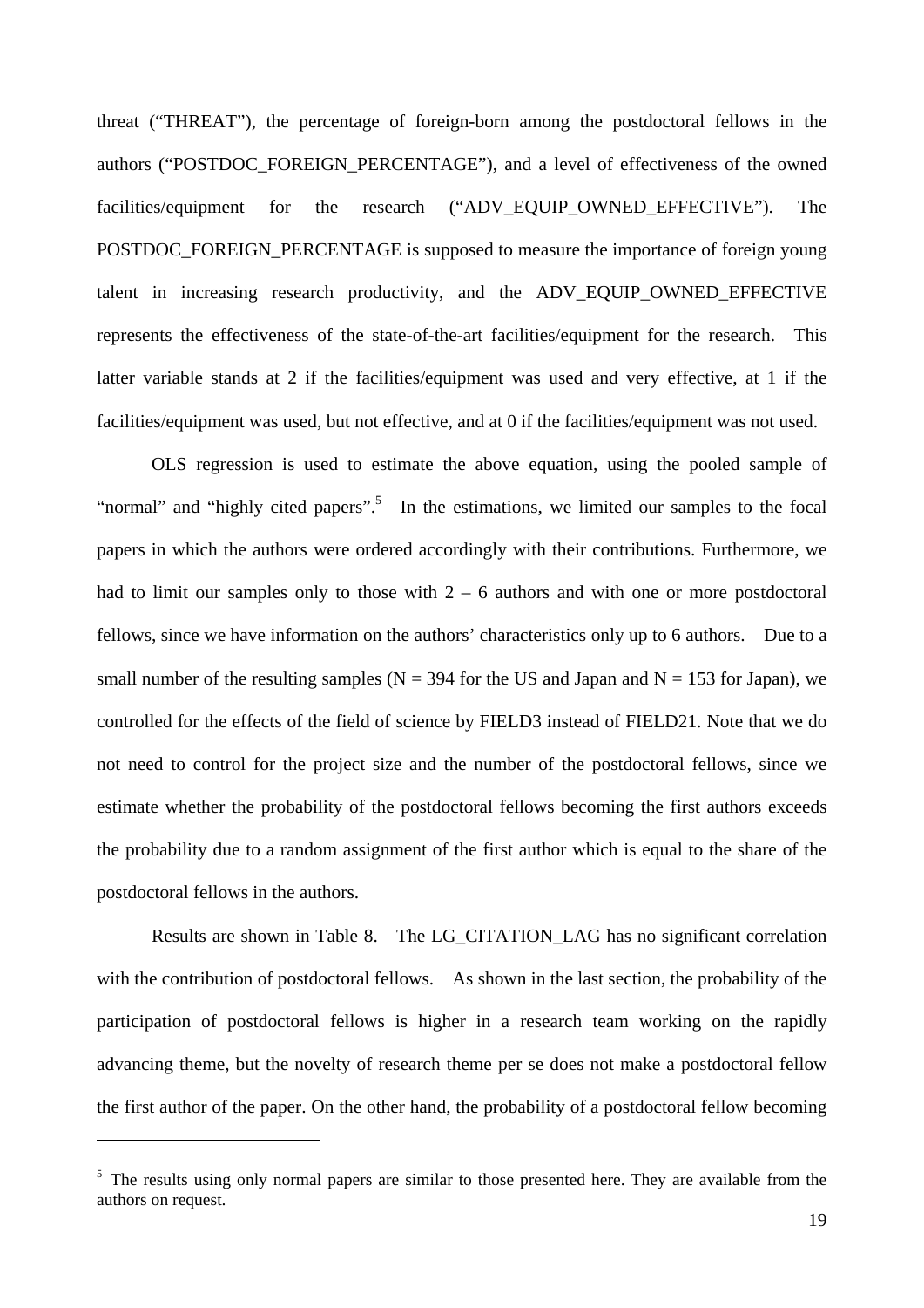threat ("THREAT"), the percentage of foreign-born among the postdoctoral fellows in the authors ("POSTDOC_FOREIGN_PERCENTAGE"), and a level of effectiveness of the owned facilities/equipment for the research ("ADV_EQUIP_OWNED_EFFECTIVE"). The POSTDOC_FOREIGN_PERCENTAGE is supposed to measure the importance of foreign young talent in increasing research productivity, and the ADV_EQUIP_OWNED_EFFECTIVE represents the effectiveness of the state-of-the-art facilities/equipment for the research. This latter variable stands at 2 if the facilities/equipment was used and very effective, at 1 if the facilities/equipment was used, but not effective, and at 0 if the facilities/equipment was not used.

OLS regression is used to estimate the above equation, using the pooled sample of "normal" and "highly cited papers".[5] In the estimations, we limited our samples to the focal papers in which the authors were ordered accordingly with their contributions. Furthermore, we had to limit our samples only to those with 2 – 6 authors and with one or more postdoctoral fellows, since we have information on the authors' characteristics only up to 6 authors. Due to a small number of the resulting samples (N = 394 for the US and Japan and N = 153 for Japan), we controlled for the effects of the field of science by FIELD3 instead of FIELD21. Note that we do not need to control for the project size and the number of the postdoctoral fellows, since we estimate whether the probability of the postdoctoral fellows becoming the first authors exceeds the probability due to a random assignment of the first author which is equal to the share of the postdoctoral fellows in the authors.

Results are shown in Table 8. The LG_CITATION_LAG has no significant correlation with the contribution of postdoctoral fellows. As shown in the last section, the probability of the participation of postdoctoral fellows is higher in a research team working on the rapidly advancing theme, but the novelty of research theme per se does not make a postdoctoral fellow the first author of the paper. On the other hand, the probability of a postdoctoral fellow becoming

---

[5] The results using only normal papers are similar to those presented here. They are available from the authors on request.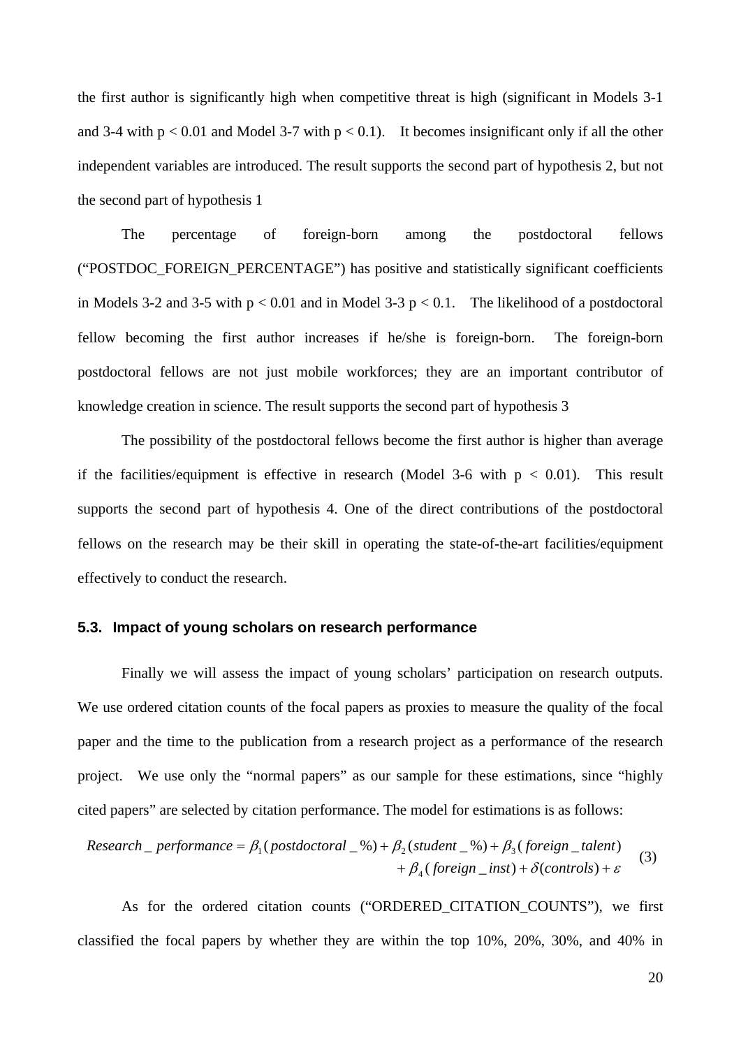the first author is significantly high when competitive threat is high (significant in Models 3-1 and 3-4 with $p < 0.01$ and Model 3-7 with $p < 0.1$). It becomes insignificant only if all the other independent variables are introduced. The result supports the second part of hypothesis 2, but not the second part of hypothesis 1

The percentage of foreign-born among the postdoctoral fellows ("POSTDOC_FOREIGN_PERCENTAGE") has positive and statistically significant coefficients in Models 3-2 and 3-5 with $p < 0.01$ and in Model 3-3 $p < 0.1$. The likelihood of a postdoctoral fellow becoming the first author increases if he/she is foreign-born. The foreign-born postdoctoral fellows are not just mobile workforces; they are an important contributor of knowledge creation in science. The result supports the second part of hypothesis 3

The possibility of the postdoctoral fellows become the first author is higher than average if the facilities/equipment is effective in research (Model 3-6 with $p < 0.01$). This result supports the second part of hypothesis 4. One of the direct contributions of the postdoctoral fellows on the research may be their skill in operating the state-of-the-art facilities/equipment effectively to conduct the research.

### 5.3. Impact of young scholars on research performance

Finally we will assess the impact of young scholars' participation on research outputs. We use ordered citation counts of the focal papers as proxies to measure the quality of the focal paper and the time to the publication from a research project as a performance of the research project. We use only the "normal papers" as our sample for these estimations, since "highly cited papers" are selected by citation performance. The model for estimations is as follows:

$$Research\_performance = \beta_1(postdoctoral\_\%) + \beta_2(student\_\%) + \beta_3(foreign\_talent) + \beta_4(foreign\_inst) + \delta(controls) + \varepsilon \qquad (3)$$

As for the ordered citation counts ("ORDERED_CITATION_COUNTS"), we first classified the focal papers by whether they are within the top 10%, 20%, 30%, and 40% in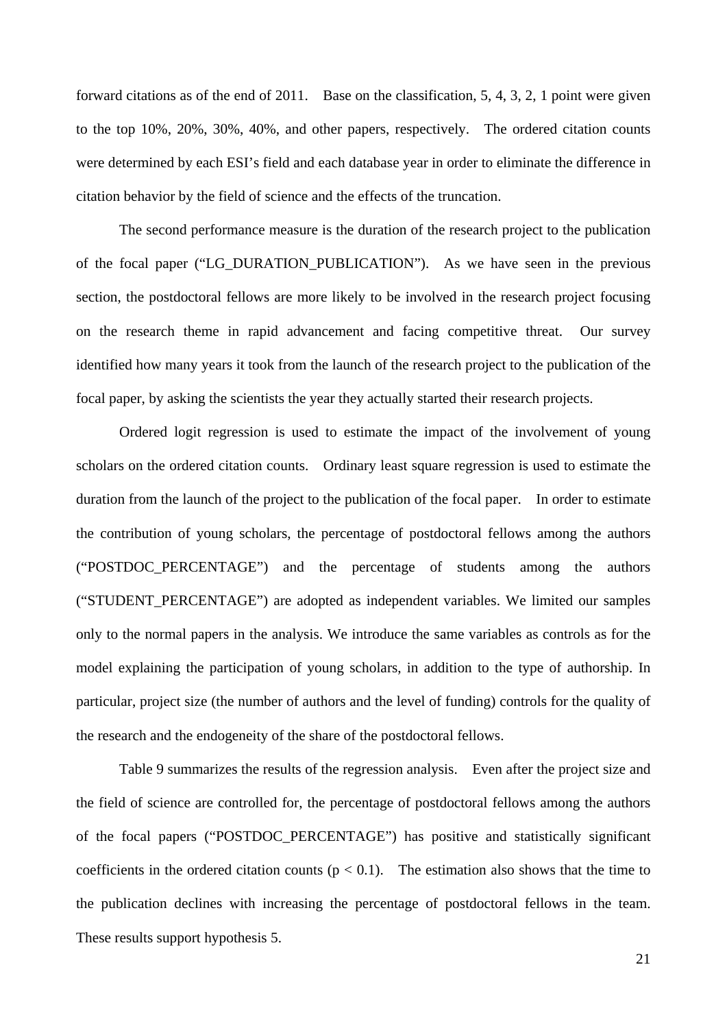forward citations as of the end of 2011. Base on the classification, 5, 4, 3, 2, 1 point were given to the top 10%, 20%, 30%, 40%, and other papers, respectively. The ordered citation counts were determined by each ESI's field and each database year in order to eliminate the difference in citation behavior by the field of science and the effects of the truncation.

The second performance measure is the duration of the research project to the publication of the focal paper ("LG_DURATION_PUBLICATION"). As we have seen in the previous section, the postdoctoral fellows are more likely to be involved in the research project focusing on the research theme in rapid advancement and facing competitive threat. Our survey identified how many years it took from the launch of the research project to the publication of the focal paper, by asking the scientists the year they actually started their research projects.

Ordered logit regression is used to estimate the impact of the involvement of young scholars on the ordered citation counts. Ordinary least square regression is used to estimate the duration from the launch of the project to the publication of the focal paper. In order to estimate the contribution of young scholars, the percentage of postdoctoral fellows among the authors ("POSTDOC_PERCENTAGE") and the percentage of students among the authors ("STUDENT_PERCENTAGE") are adopted as independent variables. We limited our samples only to the normal papers in the analysis. We introduce the same variables as controls as for the model explaining the participation of young scholars, in addition to the type of authorship. In particular, project size (the number of authors and the level of funding) controls for the quality of the research and the endogeneity of the share of the postdoctoral fellows.

Table 9 summarizes the results of the regression analysis. Even after the project size and the field of science are controlled for, the percentage of postdoctoral fellows among the authors of the focal papers ("POSTDOC_PERCENTAGE") has positive and statistically significant coefficients in the ordered citation counts ($p < 0.1$). The estimation also shows that the time to the publication declines with increasing the percentage of postdoctoral fellows in the team. These results support hypothesis 5.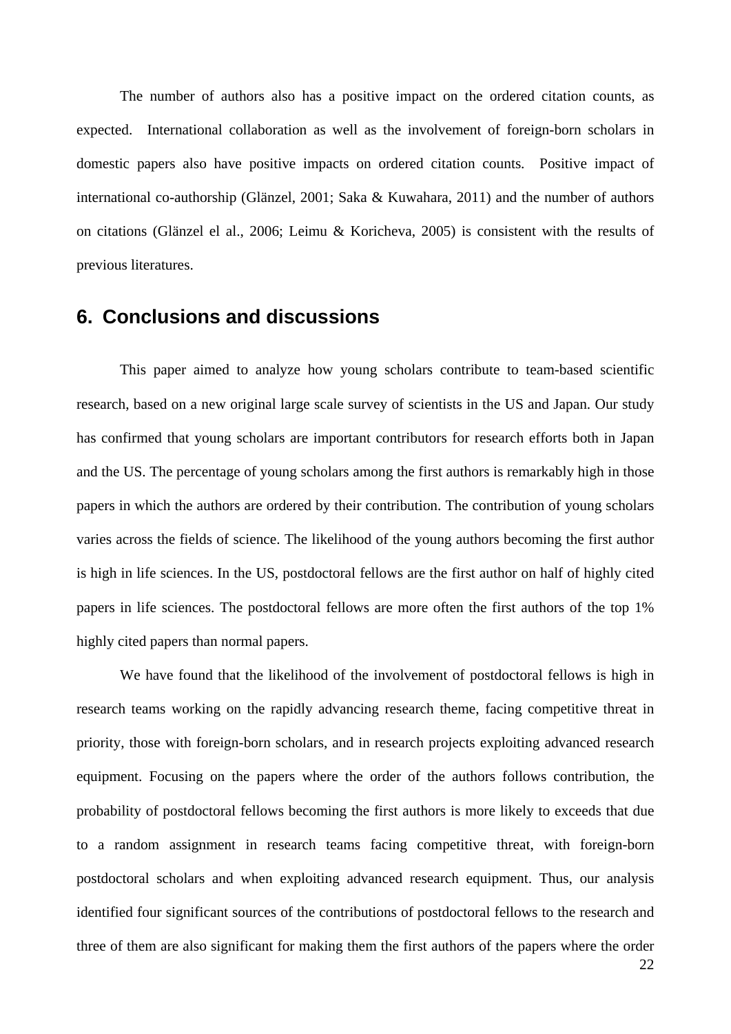The number of authors also has a positive impact on the ordered citation counts, as expected. International collaboration as well as the involvement of foreign-born scholars in domestic papers also have positive impacts on ordered citation counts. Positive impact of international co-authorship (Glänzel, 2001; Saka & Kuwahara, 2011) and the number of authors on citations (Glänzel el al., 2006; Leimu & Koricheva, 2005) is consistent with the results of previous literatures.

## 6. Conclusions and discussions

This paper aimed to analyze how young scholars contribute to team-based scientific research, based on a new original large scale survey of scientists in the US and Japan. Our study has confirmed that young scholars are important contributors for research efforts both in Japan and the US. The percentage of young scholars among the first authors is remarkably high in those papers in which the authors are ordered by their contribution. The contribution of young scholars varies across the fields of science. The likelihood of the young authors becoming the first author is high in life sciences. In the US, postdoctoral fellows are the first author on half of highly cited papers in life sciences. The postdoctoral fellows are more often the first authors of the top 1% highly cited papers than normal papers.

We have found that the likelihood of the involvement of postdoctoral fellows is high in research teams working on the rapidly advancing research theme, facing competitive threat in priority, those with foreign-born scholars, and in research projects exploiting advanced research equipment. Focusing on the papers where the order of the authors follows contribution, the probability of postdoctoral fellows becoming the first authors is more likely to exceeds that due to a random assignment in research teams facing competitive threat, with foreign-born postdoctoral scholars and when exploiting advanced research equipment. Thus, our analysis identified four significant sources of the contributions of postdoctoral fellows to the research and three of them are also significant for making them the first authors of the papers where the order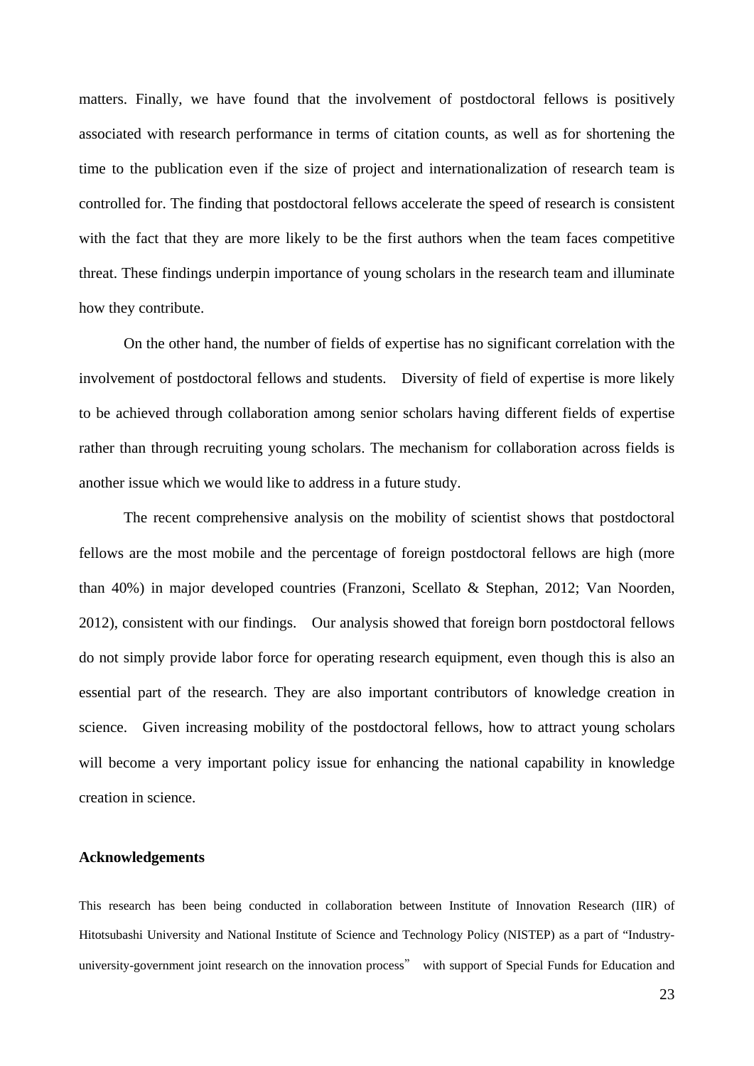matters. Finally, we have found that the involvement of postdoctoral fellows is positively associated with research performance in terms of citation counts, as well as for shortening the time to the publication even if the size of project and internationalization of research team is controlled for. The finding that postdoctoral fellows accelerate the speed of research is consistent with the fact that they are more likely to be the first authors when the team faces competitive threat. These findings underpin importance of young scholars in the research team and illuminate how they contribute.

On the other hand, the number of fields of expertise has no significant correlation with the involvement of postdoctoral fellows and students. Diversity of field of expertise is more likely to be achieved through collaboration among senior scholars having different fields of expertise rather than through recruiting young scholars. The mechanism for collaboration across fields is another issue which we would like to address in a future study.

The recent comprehensive analysis on the mobility of scientist shows that postdoctoral fellows are the most mobile and the percentage of foreign postdoctoral fellows are high (more than 40%) in major developed countries (Franzoni, Scellato & Stephan, 2012; Van Noorden, 2012), consistent with our findings. Our analysis showed that foreign born postdoctoral fellows do not simply provide labor force for operating research equipment, even though this is also an essential part of the research. They are also important contributors of knowledge creation in science. Given increasing mobility of the postdoctoral fellows, how to attract young scholars will become a very important policy issue for enhancing the national capability in knowledge creation in science.

## Acknowledgements

This research has been being conducted in collaboration between Institute of Innovation Research (IIR) of Hitotsubashi University and National Institute of Science and Technology Policy (NISTEP) as a part of "Industry-university-government joint research on the innovation process" with support of Special Funds for Education and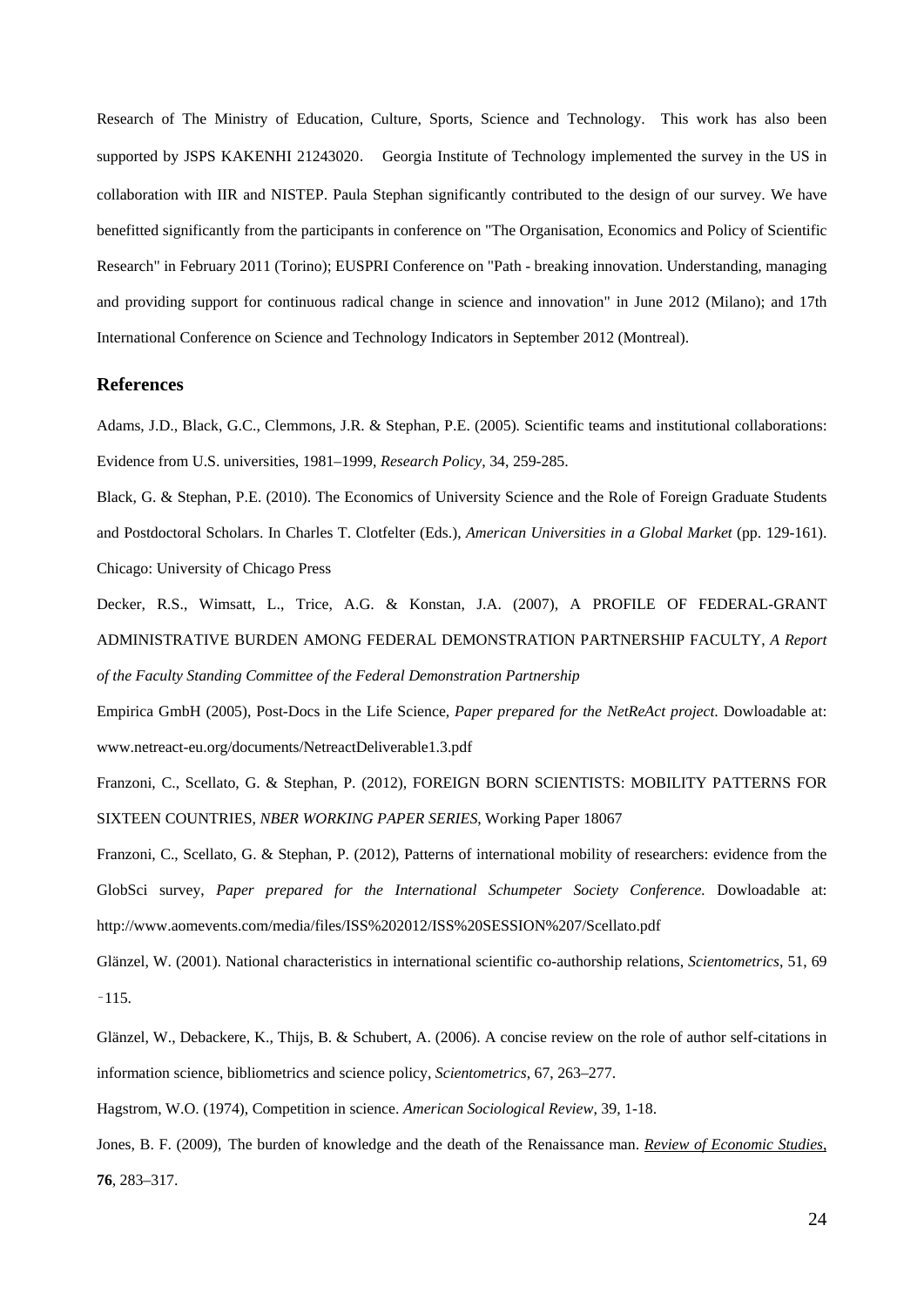Research of The Ministry of Education, Culture, Sports, Science and Technology. This work has also been supported by JSPS KAKENHI 21243020. Georgia Institute of Technology implemented the survey in the US in collaboration with IIR and NISTEP. Paula Stephan significantly contributed to the design of our survey. We have benefitted significantly from the participants in conference on "The Organisation, Economics and Policy of Scientific Research" in February 2011 (Torino); EUSPRI Conference on "Path - breaking innovation. Understanding, managing and providing support for continuous radical change in science and innovation" in June 2012 (Milano); and 17th International Conference on Science and Technology Indicators in September 2012 (Montreal).

## References

Adams, J.D., Black, G.C., Clemmons, J.R. & Stephan, P.E. (2005). Scientific teams and institutional collaborations: Evidence from U.S. universities, 1981–1999, *Research Policy*, 34, 259-285.

Black, G. & Stephan, P.E. (2010). The Economics of University Science and the Role of Foreign Graduate Students and Postdoctoral Scholars. In Charles T. Clotfelter (Eds.), *American Universities in a Global Market* (pp. 129-161). Chicago: University of Chicago Press

Decker, R.S., Wimsatt, L., Trice, A.G. & Konstan, J.A. (2007), A PROFILE OF FEDERAL-GRANT ADMINISTRATIVE BURDEN AMONG FEDERAL DEMONSTRATION PARTNERSHIP FACULTY, *A Report of the Faculty Standing Committee of the Federal Demonstration Partnership*

Empirica GmbH (2005), Post-Docs in the Life Science, *Paper prepared for the NetReAct project*. Dowloadable at: www.netreact-eu.org/documents/NetreactDeliverable1.3.pdf

Franzoni, C., Scellato, G. & Stephan, P. (2012), FOREIGN BORN SCIENTISTS: MOBILITY PATTERNS FOR SIXTEEN COUNTRIES, *NBER WORKING PAPER SERIES*, Working Paper 18067

Franzoni, C., Scellato, G. & Stephan, P. (2012), Patterns of international mobility of researchers: evidence from the GlobSci survey, *Paper prepared for the International Schumpeter Society Conference.* Dowloadable at: http://www.aomevents.com/media/files/ISS%202012/ISS%20SESSION%207/Scellato.pdf

Glänzel, W. (2001). National characteristics in international scientific co-authorship relations, *Scientometrics*, 51, 69–115.

Glänzel, W., Debackere, K., Thijs, B. & Schubert, A. (2006). A concise review on the role of author self-citations in information science, bibliometrics and science policy, *Scientometrics*, 67, 263–277.

Hagstrom, W.O. (1974), Competition in science. *American Sociological Review*, 39, 1-18.

Jones, B. F. (2009), The burden of knowledge and the death of the Renaissance man. *Review of Economic Studies*, **76**, 283–317.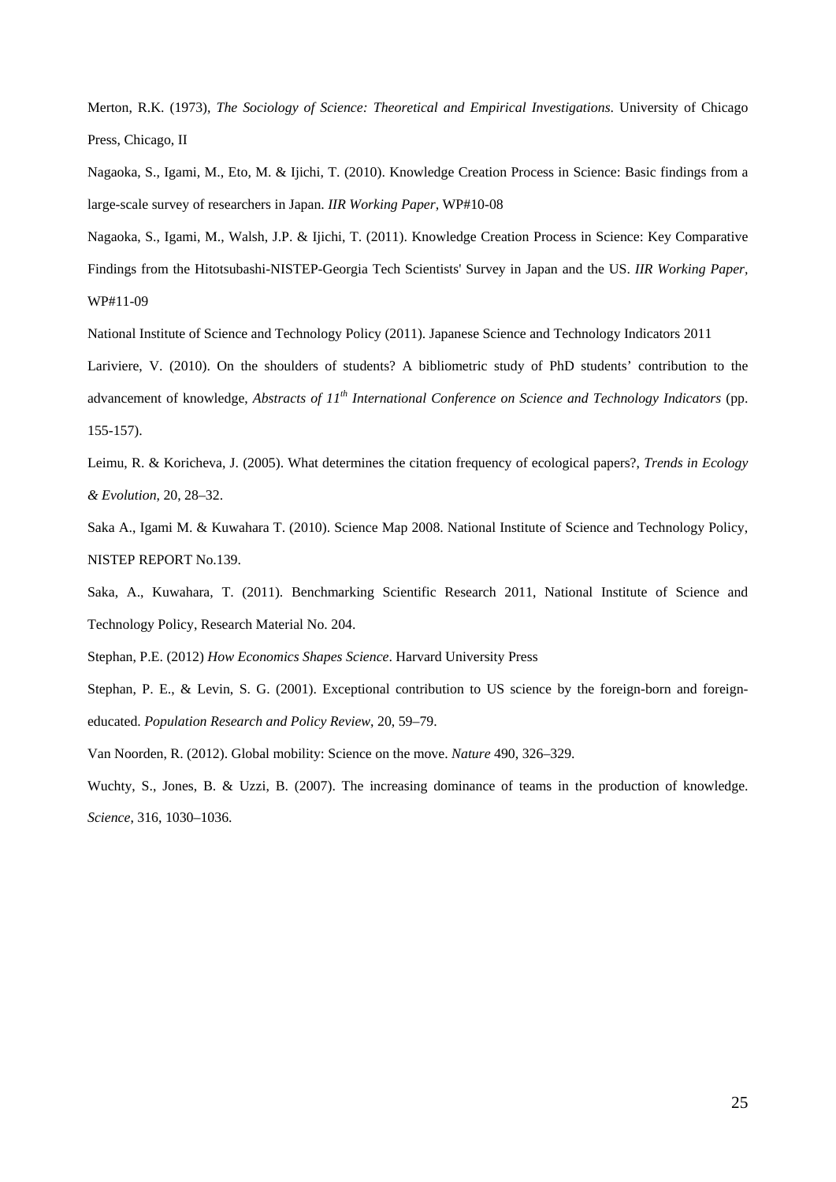Merton, R.K. (1973), *The Sociology of Science: Theoretical and Empirical Investigations*. University of Chicago Press, Chicago, II

Nagaoka, S., Igami, M., Eto, M. & Ijichi, T. (2010). Knowledge Creation Process in Science: Basic findings from a large-scale survey of researchers in Japan. *IIR Working Paper*, WP#10-08

Nagaoka, S., Igami, M., Walsh, J.P. & Ijichi, T. (2011). Knowledge Creation Process in Science: Key Comparative Findings from the Hitotsubashi-NISTEP-Georgia Tech Scientists' Survey in Japan and the US. *IIR Working Paper*, WP#11-09

National Institute of Science and Technology Policy (2011). Japanese Science and Technology Indicators 2011

Lariviere, V. (2010). On the shoulders of students? A bibliometric study of PhD students' contribution to the advancement of knowledge, *Abstracts of 11th International Conference on Science and Technology Indicators* (pp. 155-157).

Leimu, R. & Koricheva, J. (2005). What determines the citation frequency of ecological papers?, *Trends in Ecology & Evolution*, 20, 28–32.

Saka A., Igami M. & Kuwahara T. (2010). Science Map 2008. National Institute of Science and Technology Policy, NISTEP REPORT No.139.

Saka, A., Kuwahara, T. (2011). Benchmarking Scientific Research 2011, National Institute of Science and Technology Policy, Research Material No. 204.

Stephan, P.E. (2012) *How Economics Shapes Science*. Harvard University Press

Stephan, P. E., & Levin, S. G. (2001). Exceptional contribution to US science by the foreign-born and foreign-educated. *Population Research and Policy Review*, 20, 59–79.

Van Noorden, R. (2012). Global mobility: Science on the move. *Nature* 490, 326–329.

Wuchty, S., Jones, B. & Uzzi, B. (2007). The increasing dominance of teams in the production of knowledge. *Science*, 316, 1030–1036.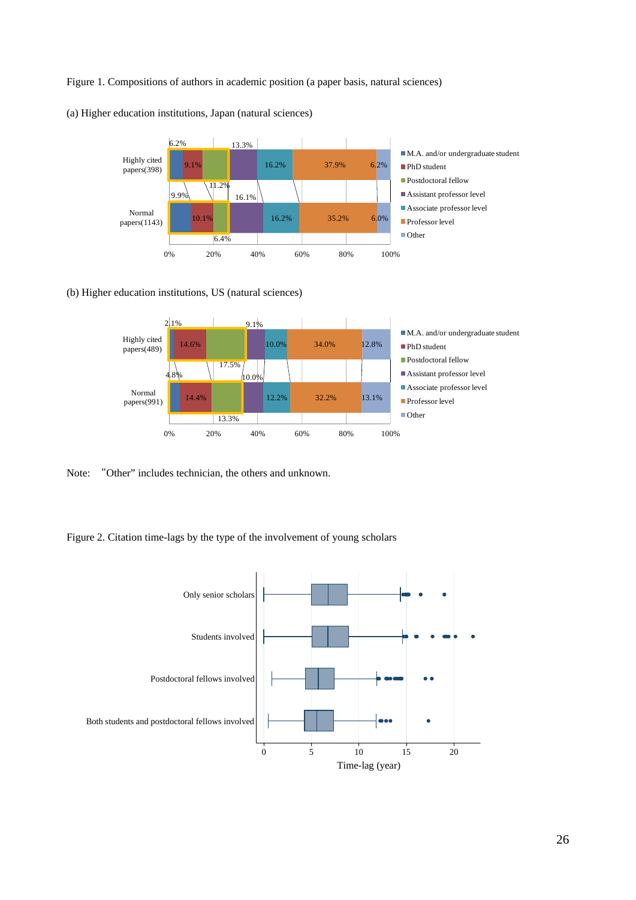Figure 1. Compositions of authors in academic position (a paper basis, natural sciences)

(a) Higher education institutions, Japan (natural sciences)

(b) Higher education institutions, US (natural sciences)

Note: "Other" includes technician, the others and unknown.

Figure 2. Citation time-lags by the type of the involvement of young scholars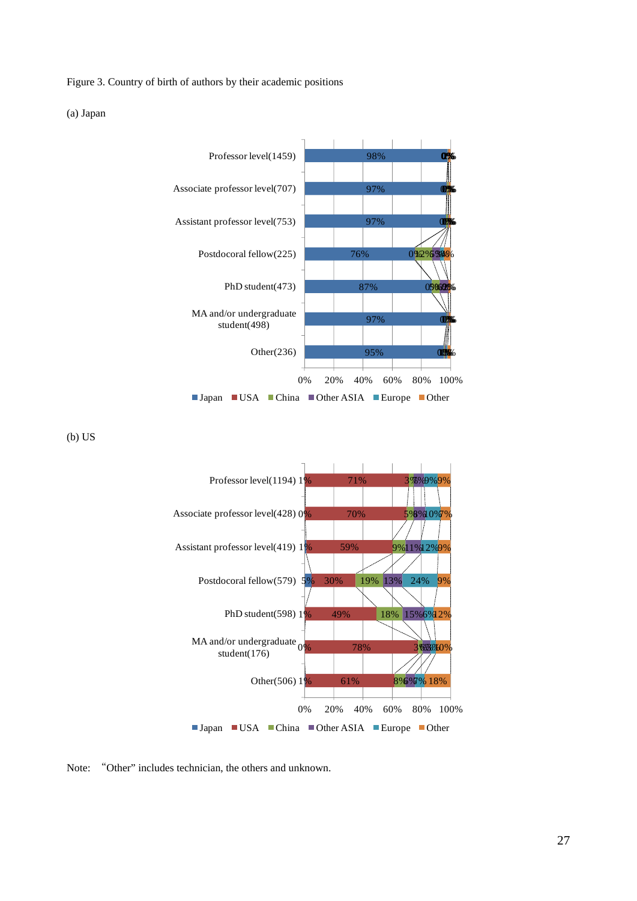Figure 3. Country of birth of authors by their academic positions

(a) Japan

| Position | Japan | USA | China | Other ASIA | Europe | Other |
|---|---|---|---|---|---|---|
| Professor level(1459) | 98% | 0% | | | | |
| Associate professor level(707) | 97% | 0% | | | | |
| Assistant professor level(753) | 97% | 0% | | | | |
| Postdocoral fellow(225) | 76% | 0% | 12% | 5% | 3% | 4% |
| PhD student(473) | 87% | 0% | | | | |
| MA and/or undergraduate student(498) | 97% | 0% | | | | |
| Other(236) | 95% | 0% | | | | |

■ Japan ■ USA ■ China ■ Other ASIA ■ Europe ■ Other

(b) US

| Position | Japan | USA | China | Other ASIA | Europe | Other |
|---|---|---|---|---|---|---|
| Professor level(1194) | 1% | 71% | 3% | 7% | 9% | 9% |
| Associate professor level(428) | 0% | 70% | 5% | 8% | 10% | 7% |
| Assistant professor level(419) | 1% | 59% | 9% | 11% | 12% | 9% |
| Postdocoral fellow(579) | 5% | 30% | 19% | 13% | 24% | 9% |
| PhD student(598) | 1% | 49% | 18% | 15% | 6% | 12% |
| MA and/or undergraduate student(176) | 0% | 78% | 3% | | | 10% |
| Other(506) | 1% | 61% | 8% | 6% | 7% | 18% |

■ Japan ■ USA ■ China ■ Other ASIA ■ Europe ■ Other

Note: "Other" includes technician, the others and unknown.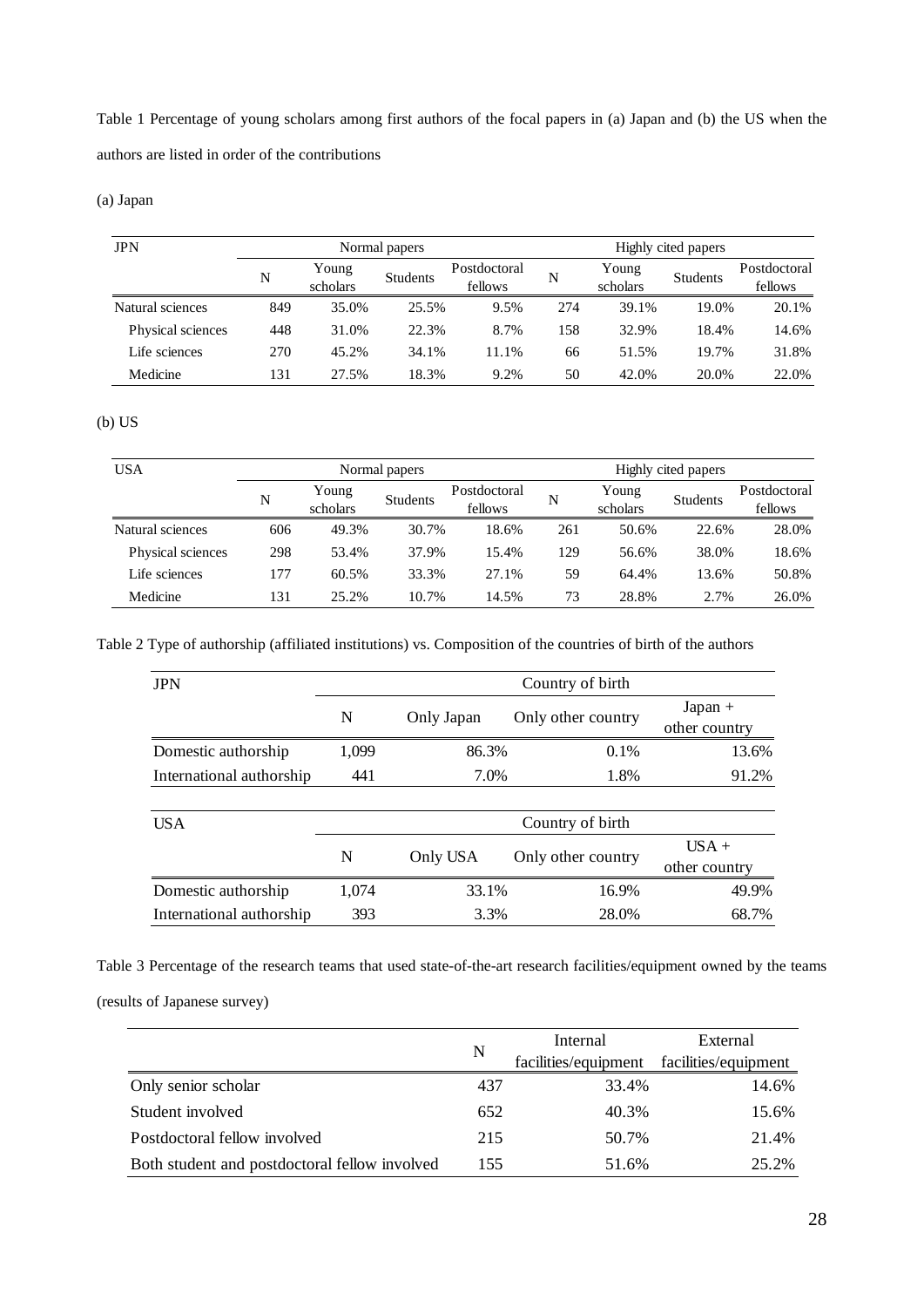Table 1 Percentage of young scholars among first authors of the focal papers in (a) Japan and (b) the US when the authors are listed in order of the contributions

(a) Japan

| JPN | Normal papers | | | | Highly cited papers | | | |
|---|---|---|---|---|---|---|---|---|
| | N | Young scholars | Students | Postdoctoral fellows | N | Young scholars | Students | Postdoctoral fellows |
| Natural sciences | 849 | 35.0% | 25.5% | 9.5% | 274 | 39.1% | 19.0% | 20.1% |
| Physical sciences | 448 | 31.0% | 22.3% | 8.7% | 158 | 32.9% | 18.4% | 14.6% |
| Life sciences | 270 | 45.2% | 34.1% | 11.1% | 66 | 51.5% | 19.7% | 31.8% |
| Medicine | 131 | 27.5% | 18.3% | 9.2% | 50 | 42.0% | 20.0% | 22.0% |

(b) US

| USA | Normal papers | | | | Highly cited papers | | | |
|---|---|---|---|---|---|---|---|---|
| | N | Young scholars | Students | Postdoctoral fellows | N | Young scholars | Students | Postdoctoral fellows |
| Natural sciences | 606 | 49.3% | 30.7% | 18.6% | 261 | 50.6% | 22.6% | 28.0% |
| Physical sciences | 298 | 53.4% | 37.9% | 15.4% | 129 | 56.6% | 38.0% | 18.6% |
| Life sciences | 177 | 60.5% | 33.3% | 27.1% | 59 | 64.4% | 13.6% | 50.8% |
| Medicine | 131 | 25.2% | 10.7% | 14.5% | 73 | 28.8% | 2.7% | 26.0% |

Table 2 Type of authorship (affiliated institutions) vs. Composition of the countries of birth of the authors

| JPN | Country of birth | | | |
|---|---|---|---|---|
| | N | Only Japan | Only other country | Japan + other country |
| Domestic authorship | 1,099 | 86.3% | 0.1% | 13.6% |
| International authorship | 441 | 7.0% | 1.8% | 91.2% |

| USA | Country of birth | | | |
|---|---|---|---|---|
| | N | Only USA | Only other country | USA + other country |
| Domestic authorship | 1,074 | 33.1% | 16.9% | 49.9% |
| International authorship | 393 | 3.3% | 28.0% | 68.7% |

Table 3 Percentage of the research teams that used state-of-the-art research facilities/equipment owned by the teams (results of Japanese survey)

| | N | Internal facilities/equipment | External facilities/equipment |
|---|---|---|---|
| Only senior scholar | 437 | 33.4% | 14.6% |
| Student involved | 652 | 40.3% | 15.6% |
| Postdoctoral fellow involved | 215 | 50.7% | 21.4% |
| Both student and postdoctoral fellow involved | 155 | 51.6% | 25.2% |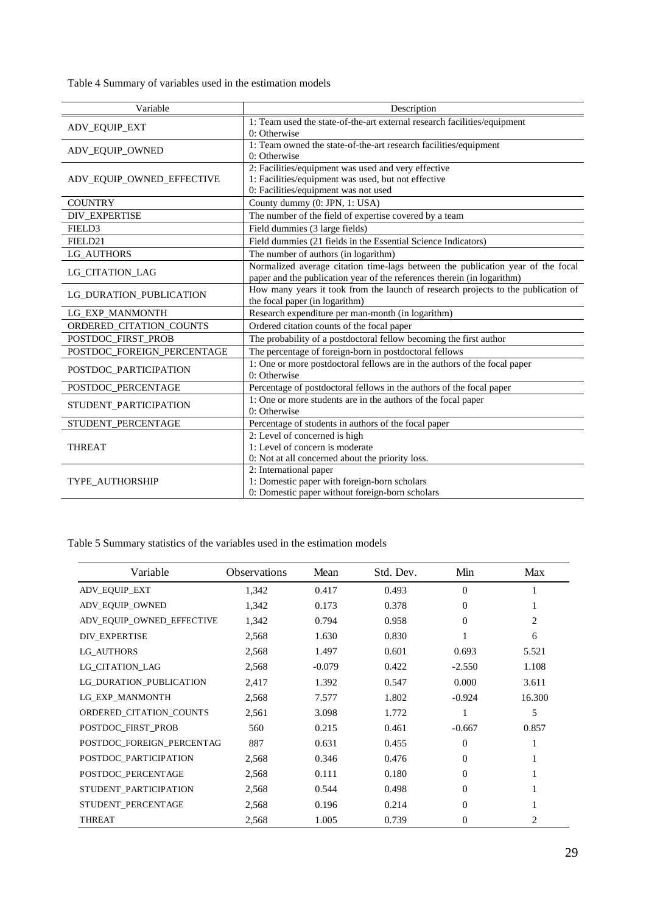Table 4 Summary of variables used in the estimation models

| Variable | Description |
| --- | --- |
| ADV_EQUIP_EXT | 1: Team used the state-of-the-art external research facilities/equipment<br>0: Otherwise |
| ADV_EQUIP_OWNED | 1: Team owned the state-of-the-art research facilities/equipment<br>0: Otherwise |
| ADV_EQUIP_OWNED_EFFECTIVE | 2: Facilities/equipment was used and very effective<br>1: Facilities/equipment was used, but not effective<br>0: Facilities/equipment was not used |
| COUNTRY | County dummy (0: JPN, 1: USA) |
| DIV_EXPERTISE | The number of the field of expertise covered by a team |
| FIELD3 | Field dummies (3 large fields) |
| FIELD21 | Field dummies (21 fields in the Essential Science Indicators) |
| LG_AUTHORS | The number of authors (in logarithm) |
| LG_CITATION_LAG | Normalized average citation time-lags between the publication year of the focal paper and the publication year of the references therein (in logarithm) |
| LG_DURATION_PUBLICATION | How many years it took from the launch of research projects to the publication of the focal paper (in logarithm) |
| LG_EXP_MANMONTH | Research expenditure per man-month (in logarithm) |
| ORDERED_CITATION_COUNTS | Ordered citation counts of the focal paper |
| POSTDOC_FIRST_PROB | The probability of a postdoctoral fellow becoming the first author |
| POSTDOC_FOREIGN_PERCENTAGE | The percentage of foreign-born in postdoctoral fellows |
| POSTDOC_PARTICIPATION | 1: One or more postdoctoral fellows are in the authors of the focal paper<br>0: Otherwise |
| POSTDOC_PERCENTAGE | Percentage of postdoctoral fellows in the authors of the focal paper |
| STUDENT_PARTICIPATION | 1: One or more students are in the authors of the focal paper<br>0: Otherwise |
| STUDENT_PERCENTAGE | Percentage of students in authors of the focal paper |
| THREAT | 2: Level of concerned is high<br>1: Level of concern is moderate<br>0: Not at all concerned about the priority loss. |
| TYPE_AUTHORSHIP | 2: International paper<br>1: Domestic paper with foreign-born scholars<br>0: Domestic paper without foreign-born scholars |

Table 5 Summary statistics of the variables used in the estimation models

| Variable | Observations | Mean | Std. Dev. | Min | Max |
| --- | --- | --- | --- | --- | --- |
| ADV_EQUIP_EXT | 1,342 | 0.417 | 0.493 | 0 | 1 |
| ADV_EQUIP_OWNED | 1,342 | 0.173 | 0.378 | 0 | 1 |
| ADV_EQUIP_OWNED_EFFECTIVE | 1,342 | 0.794 | 0.958 | 0 | 2 |
| DIV_EXPERTISE | 2,568 | 1.630 | 0.830 | 1 | 6 |
| LG_AUTHORS | 2,568 | 1.497 | 0.601 | 0.693 | 5.521 |
| LG_CITATION_LAG | 2,568 | -0.079 | 0.422 | -2.550 | 1.108 |
| LG_DURATION_PUBLICATION | 2,417 | 1.392 | 0.547 | 0.000 | 3.611 |
| LG_EXP_MANMONTH | 2,568 | 7.577 | 1.802 | -0.924 | 16.300 |
| ORDERED_CITATION_COUNTS | 2,561 | 3.098 | 1.772 | 1 | 5 |
| POSTDOC_FIRST_PROB | 560 | 0.215 | 0.461 | -0.667 | 0.857 |
| POSTDOC_FOREIGN_PERCENTAG | 887 | 0.631 | 0.455 | 0 | 1 |
| POSTDOC_PARTICIPATION | 2,568 | 0.346 | 0.476 | 0 | 1 |
| POSTDOC_PERCENTAGE | 2,568 | 0.111 | 0.180 | 0 | 1 |
| STUDENT_PARTICIPATION | 2,568 | 0.544 | 0.498 | 0 | 1 |
| STUDENT_PERCENTAGE | 2,568 | 0.196 | 0.214 | 0 | 1 |
| THREAT | 2,568 | 1.005 | 0.739 | 0 | 2 |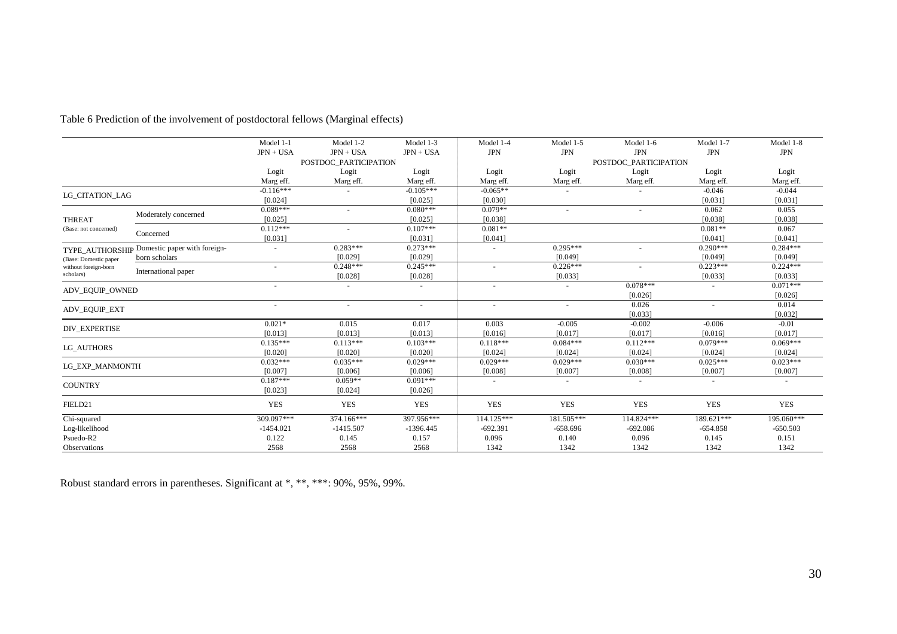Table 6 Prediction of the involvement of postdoctoral fellows (Marginal effects)

| | | Model 1-1 | Model 1-2 | Model 1-3 | Model 1-4 | Model 1-5 | Model 1-6 | Model 1-7 | Model 1-8 |
|---|---|---|---|---|---|---|---|---|---|
| | | JPN + USA | JPN + USA | JPN + USA | JPN | JPN | JPN | JPN | JPN |
| | | | POSTDOC_PARTICIPATION | | | | POSTDOC_PARTICIPATION | | |
| | | Logit | Logit | Logit | Logit | Logit | Logit | Logit | Logit |
| | | Marg eff. | Marg eff. | Marg eff. | Marg eff. | Marg eff. | Marg eff. | Marg eff. | Marg eff. |
| LG_CITATION_LAG | | -0.116*** | - | -0.105*** | -0.065** | - | - | -0.046 | -0.044 |
| | | [0.024] | | [0.025] | [0.030] | | | [0.031] | [0.031] |
| THREAT (Base: not concerned) | Moderately concerned | 0.089*** | - | 0.080*** | 0.079** | - | - | 0.062 | 0.055 |
| | | [0.025] | | [0.025] | [0.038] | | | [0.038] | [0.038] |
| | Concerned | 0.112*** | - | 0.107*** | 0.081** | | | 0.081** | 0.067 |
| | | [0.031] | | [0.031] | [0.041] | | | [0.041] | [0.041] |
| TYPE_AUTHORSHIP (Base: Domestic paper without foreign-born scholars) | Domestic paper with foreign-born scholars | - | 0.283*** | 0.273*** | - | 0.295*** | - | 0.290*** | 0.284*** |
| | | | [0.029] | [0.029] | | [0.049] | | [0.049] | [0.049] |
| | International paper | - | 0.248*** | 0.245*** | - | 0.226*** | - | 0.223*** | 0.224*** |
| | | | [0.028] | [0.028] | | [0.033] | | [0.033] | [0.033] |
| ADV_EQUIP_OWNED | | - | - | - | - | - | 0.078*** | - | 0.071*** |
| | | | | | | | [0.026] | | [0.026] |
| ADV_EQUIP_EXT | | - | - | - | - | - | 0.026 | - | 0.014 |
| | | | | | | | [0.033] | | [0.032] |
| DIV_EXPERTISE | | 0.021* | 0.015 | 0.017 | 0.003 | -0.005 | -0.002 | -0.006 | -0.01 |
| | | [0.013] | [0.013] | [0.013] | [0.016] | [0.017] | [0.017] | [0.016] | [0.017] |
| LG_AUTHORS | | 0.135*** | 0.113*** | 0.103*** | 0.118*** | 0.084*** | 0.112*** | 0.079*** | 0.069*** |
| | | [0.020] | [0.020] | [0.020] | [0.024] | [0.024] | [0.024] | [0.024] | [0.024] |
| LG_EXP_MANMONTH | | 0.032*** | 0.035*** | 0.029*** | 0.029*** | 0.029*** | 0.030*** | 0.025*** | 0.023*** |
| | | [0.007] | [0.006] | [0.006] | [0.008] | [0.007] | [0.008] | [0.007] | [0.007] |
| COUNTRY | | 0.187*** | 0.059** | 0.091*** | - | - | - | - | - |
| | | [0.023] | [0.024] | [0.026] | | | | | |
| FIELD21 | | YES | YES | YES | YES | YES | YES | YES | YES |
| Chi-squared | | 309.097*** | 374.166*** | 397.956*** | 114.125*** | 181.505*** | 114.824*** | 189.621*** | 195.060*** |
| Log-likelihood | | -1454.021 | -1415.507 | -1396.445 | -692.391 | -658.696 | -692.086 | -654.858 | -650.503 |
| Psuedo-R2 | | 0.122 | 0.145 | 0.157 | 0.096 | 0.140 | 0.096 | 0.145 | 0.151 |
| Observations | | 2568 | 2568 | 2568 | 1342 | 1342 | 1342 | 1342 | 1342 |

Robust standard errors in parentheses. Significant at *, **, ***: 90%, 95%, 99%.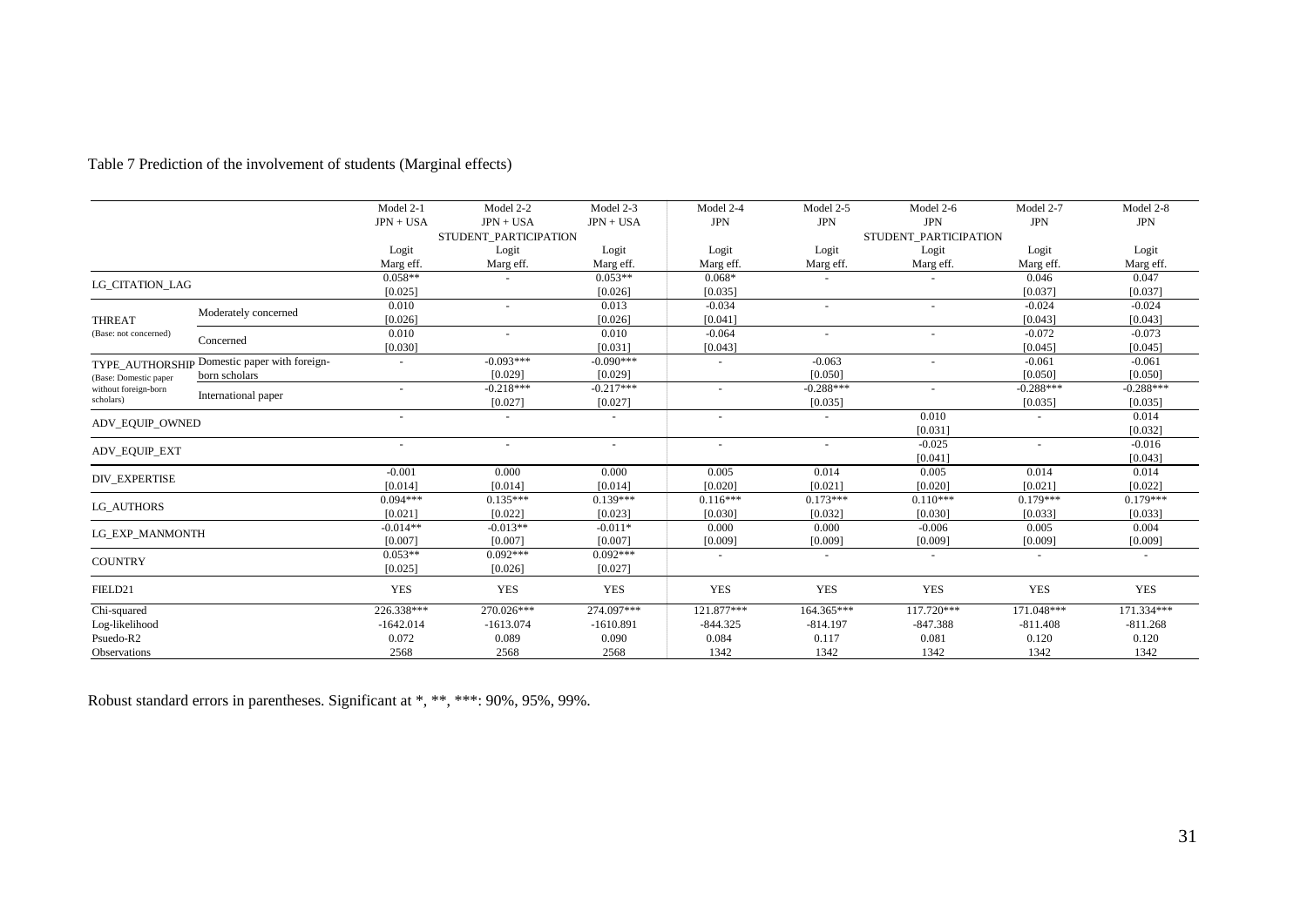Table 7 Prediction of the involvement of students (Marginal effects)

| | | Model 2-1 | Model 2-2 | Model 2-3 | Model 2-4 | Model 2-5 | Model 2-6 | Model 2-7 | Model 2-8 |
|---|---|---|---|---|---|---|---|---|---|
| | | JPN + USA | JPN + USA | JPN + USA | JPN | JPN | JPN | JPN | JPN |
| | | | STUDENT_PARTICIPATION | | | | STUDENT_PARTICIPATION | | |
| | | Logit | Logit | Logit | Logit | Logit | Logit | Logit | Logit |
| | | Marg eff. | Marg eff. | Marg eff. | Marg eff. | Marg eff. | Marg eff. | Marg eff. | Marg eff. |
| LG_CITATION_LAG | | 0.058** | - | 0.053** | 0.068* | - | - | 0.046 | 0.047 |
| | | [0.025] | | [0.026] | [0.035] | | | [0.037] | [0.037] |
| THREAT (Base: not concerned) | Moderately concerned | 0.010 | - | 0.013 | -0.034 | - | - | -0.024 | -0.024 |
| | | [0.026] | | [0.026] | [0.041] | | | [0.043] | [0.043] |
| | Concerned | 0.010 | - | 0.010 | -0.064 | - | - | -0.072 | -0.073 |
| | | [0.030] | | [0.031] | [0.043] | | | [0.045] | [0.045] |
| TYPE_AUTHORSHIP (Base: Domestic paper without foreign-born scholars) | Domestic paper with foreign-born scholars | - | -0.093*** | -0.090*** | - | -0.063 | - | -0.061 | -0.061 |
| | | | [0.029] | [0.029] | | [0.050] | | [0.050] | [0.050] |
| | International paper | - | -0.218*** | -0.217*** | - | -0.288*** | - | -0.288*** | -0.288*** |
| | | | [0.027] | [0.027] | | [0.035] | | [0.035] | [0.035] |
| ADV_EQUIP_OWNED | | - | - | - | - | - | 0.010 | - | 0.014 |
| | | | | | | | [0.031] | | [0.032] |
| ADV_EQUIP_EXT | | - | - | - | - | - | -0.025 | - | -0.016 |
| | | | | | | | [0.041] | | [0.043] |
| DIV_EXPERTISE | | -0.001 | 0.000 | 0.000 | 0.005 | 0.014 | 0.005 | 0.014 | 0.014 |
| | | [0.014] | [0.014] | [0.014] | [0.020] | [0.021] | [0.020] | [0.021] | [0.022] |
| LG_AUTHORS | | 0.094*** | 0.135*** | 0.139*** | 0.116*** | 0.173*** | 0.110*** | 0.179*** | 0.179*** |
| | | [0.021] | [0.022] | [0.023] | [0.030] | [0.032] | [0.030] | [0.033] | [0.033] |
| LG_EXP_MANMONTH | | -0.014** | -0.013** | -0.011* | 0.000 | 0.000 | -0.006 | 0.005 | 0.004 |
| | | [0.007] | [0.007] | [0.007] | [0.009] | [0.009] | [0.009] | [0.009] | [0.009] |
| COUNTRY | | 0.053** | 0.092*** | 0.092*** | - | - | - | - | - |
| | | [0.025] | [0.026] | [0.027] | | | | | |
| FIELD21 | | YES | YES | YES | YES | YES | YES | YES | YES |
| Chi-squared | | 226.338*** | 270.026*** | 274.097*** | 121.877*** | 164.365*** | 117.720*** | 171.048*** | 171.334*** |
| Log-likelihood | | -1642.014 | -1613.074 | -1610.891 | -844.325 | -814.197 | -847.388 | -811.408 | -811.268 |
| Psuedo-R2 | | 0.072 | 0.089 | 0.090 | 0.084 | 0.117 | 0.081 | 0.120 | 0.120 |
| Observations | | 2568 | 2568 | 2568 | 1342 | 1342 | 1342 | 1342 | 1342 |

Robust standard errors in parentheses. Significant at *, **, ***: 90%, 95%, 99%.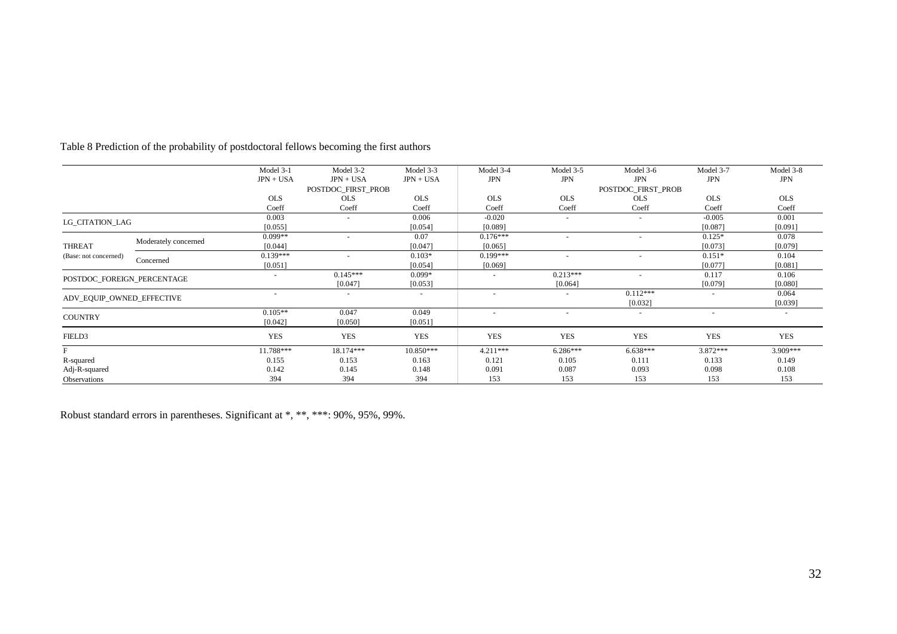Table 8 Prediction of the probability of postdoctoral fellows becoming the first authors

| | | Model 3-1 | Model 3-2 | Model 3-3 | Model 3-4 | Model 3-5 | Model 3-6 | Model 3-7 | Model 3-8 |
|---|---|---|---|---|---|---|---|---|---|
| | | JPN + USA | JPN + USA | JPN + USA | JPN | JPN | JPN | JPN | JPN |
| | | | POSTDOC_FIRST_PROB | | | | POSTDOC_FIRST_PROB | | |
| | | OLS | OLS | OLS | OLS | OLS | OLS | OLS | OLS |
| | | Coeff | Coeff | Coeff | Coeff | Coeff | Coeff | Coeff | Coeff |
| LG_CITATION_LAG | | 0.003 | - | 0.006 | -0.020 | - | - | -0.005 | 0.001 |
| | | [0.055] | | [0.054] | [0.089] | | | [0.087] | [0.091] |
| THREAT (Base: not concerned) | Moderately concerned | 0.099** | - | 0.07 | 0.176*** | - | - | 0.125* | 0.078 |
| | | [0.044] | | [0.047] | [0.065] | | | [0.073] | [0.079] |
| | Concerned | 0.139*** | - | 0.103* | 0.199*** | - | - | 0.151* | 0.104 |
| | | [0.051] | | [0.054] | [0.069] | | | [0.077] | [0.081] |
| POSTDOC_FOREIGN_PERCENTAGE | | - | 0.145*** | 0.099* | - | 0.213*** | - | 0.117 | 0.106 |
| | | | [0.047] | [0.053] | | [0.064] | | [0.079] | [0.080] |
| ADV_EQUIP_OWNED_EFFECTIVE | | - | - | - | - | - | 0.112*** | - | 0.064 |
| | | | | | | | [0.032] | | [0.039] |
| COUNTRY | | 0.105** | 0.047 | 0.049 | - | - | - | - | - |
| | | [0.042] | [0.050] | [0.051] | | | | | |
| FIELD3 | | YES | YES | YES | YES | YES | YES | YES | YES |
| F | | 11.788*** | 18.174*** | 10.850*** | 4.211*** | 6.286*** | 6.638*** | 3.872*** | 3.909*** |
| R-squared | | 0.155 | 0.153 | 0.163 | 0.121 | 0.105 | 0.111 | 0.133 | 0.149 |
| Adj-R-squared | | 0.142 | 0.145 | 0.148 | 0.091 | 0.087 | 0.093 | 0.098 | 0.108 |
| Observations | | 394 | 394 | 394 | 153 | 153 | 153 | 153 | 153 |

Robust standard errors in parentheses. Significant at *, **, ***: 90%, 95%, 99%.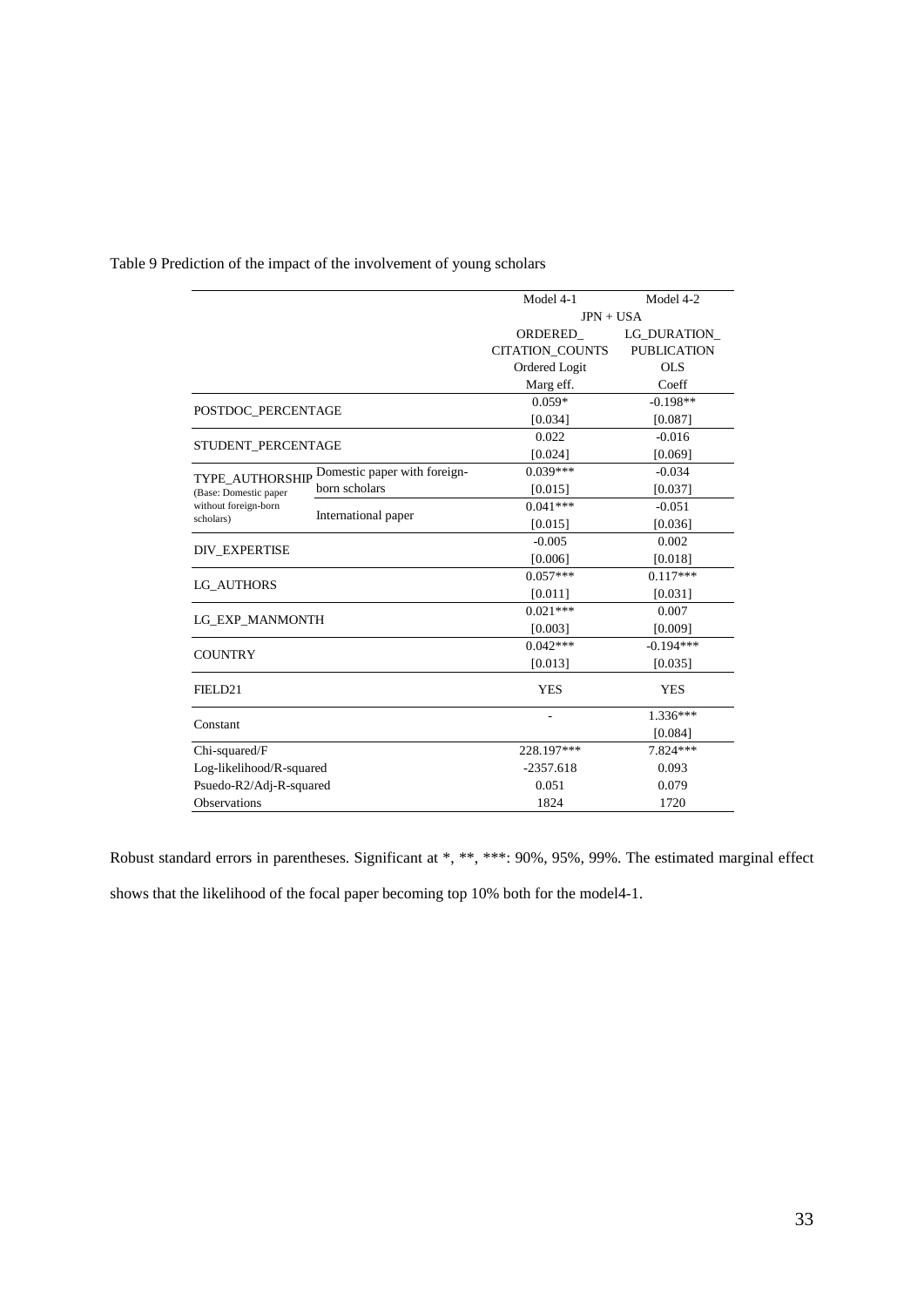Table 9 Prediction of the impact of the involvement of young scholars

| | | Model 4-1 | Model 4-2 |
|---|---|---|---|
| | | JPN + USA | |
| | | ORDERED_ CITATION_COUNTS | LG_DURATION_ PUBLICATION |
| | | Ordered Logit | OLS |
| | | Marg eff. | Coeff |
| POSTDOC_PERCENTAGE | | 0.059* | -0.198** |
| | | [0.034] | [0.087] |
| STUDENT_PERCENTAGE | | 0.022 | -0.016 |
| | | [0.024] | [0.069] |
| TYPE_AUTHORSHIP (Base: Domestic paper without foreign-born scholars) | Domestic paper with foreign-born scholars | 0.039*** | -0.034 |
| | | [0.015] | [0.037] |
| | International paper | 0.041*** | -0.051 |
| | | [0.015] | [0.036] |
| DIV_EXPERTISE | | -0.005 | 0.002 |
| | | [0.006] | [0.018] |
| LG_AUTHORS | | 0.057*** | 0.117*** |
| | | [0.011] | [0.031] |
| LG_EXP_MANMONTH | | 0.021*** | 0.007 |
| | | [0.003] | [0.009] |
| COUNTRY | | 0.042*** | -0.194*** |
| | | [0.013] | [0.035] |
| FIELD21 | | YES | YES |
| Constant | | - | 1.336*** |
| | | | [0.084] |
| Chi-squared/F | | 228.197*** | 7.824*** |
| Log-likelihood/R-squared | | -2357.618 | 0.093 |
| Psuedo-R2/Adj-R-squared | | 0.051 | 0.079 |
| Observations | | 1824 | 1720 |

Robust standard errors in parentheses. Significant at *, **, ***: 90%, 95%, 99%. The estimated marginal effect shows that the likelihood of the focal paper becoming top 10% both for the model4-1.